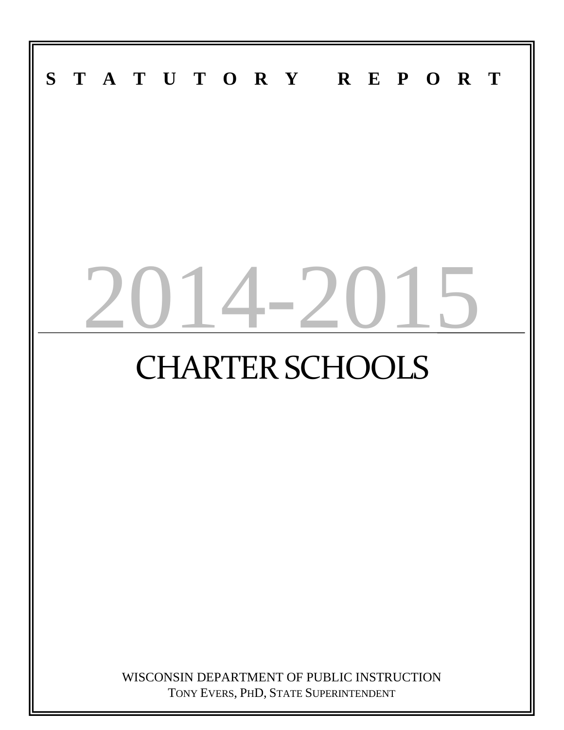**S T A T U T O R Y  R E P O R T**

# 2014-2015

# CHARTER SCHOOLS

WISCONSIN DEPARTMENT OF PUBLIC INSTRUCTION
TONY EVERS, PHD, STATE SUPERINTENDENT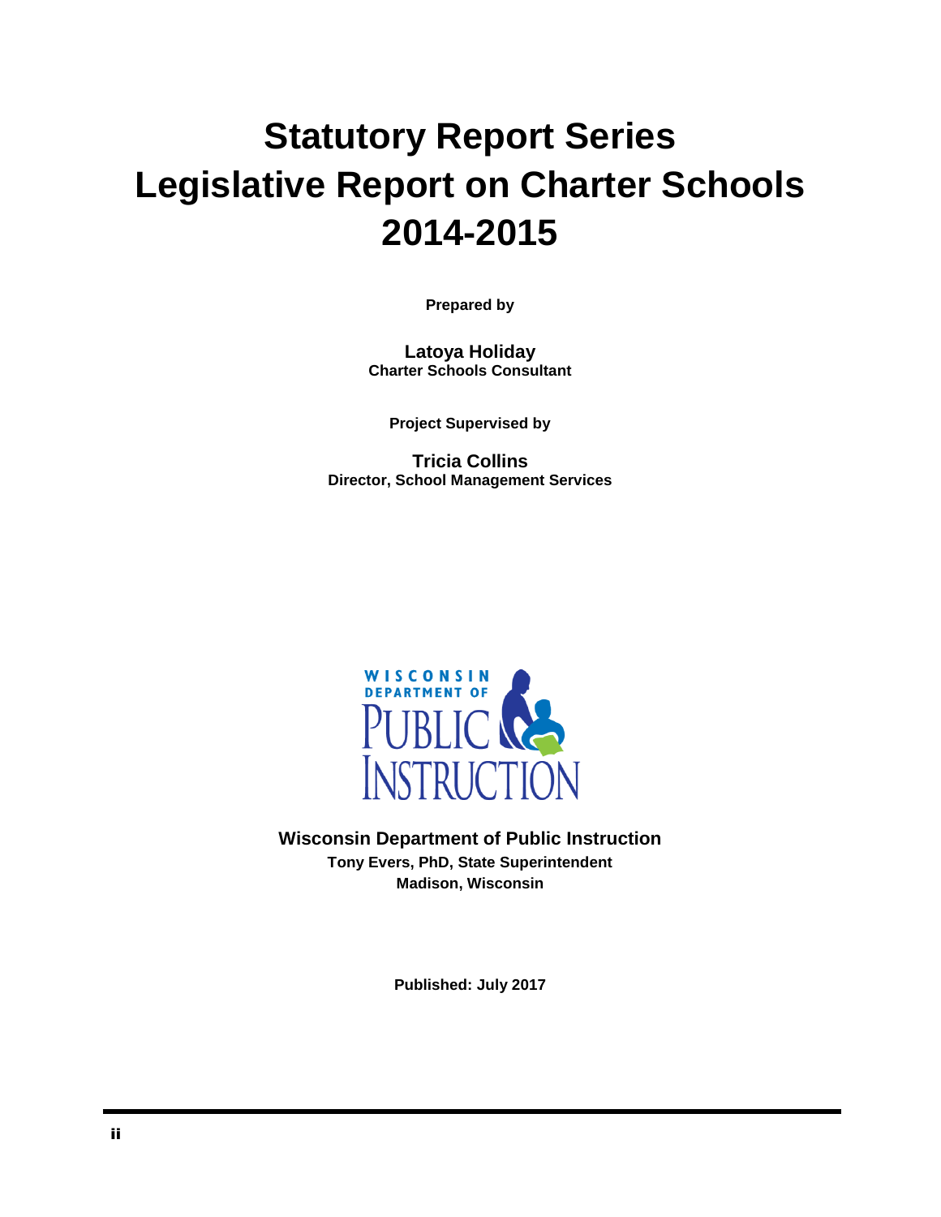# Statutory Report Series
# Legislative Report on Charter Schools
# 2014-2015

**Prepared by**

**Latoya Holiday**
**Charter Schools Consultant**

**Project Supervised by**

**Tricia Collins**
**Director, School Management Services**

**Wisconsin Department of Public Instruction**
**Tony Evers, PhD, State Superintendent**
**Madison, Wisconsin**

**Published: July 2017**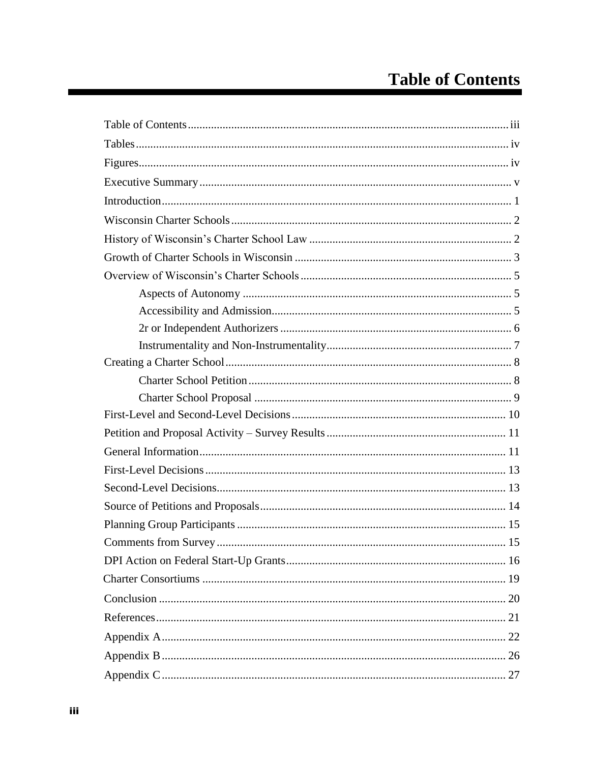# Table of Contents

Table of Contents ..... iii

Tables ..... iv

Figures ..... iv

Executive Summary ..... v

Introduction ..... 1

Wisconsin Charter Schools ..... 2

History of Wisconsin's Charter School Law ..... 2

Growth of Charter Schools in Wisconsin ..... 3

Overview of Wisconsin's Charter Schools ..... 5

- Aspects of Autonomy ..... 5
- Accessibility and Admission ..... 5
- 2r or Independent Authorizers ..... 6
- Instrumentality and Non-Instrumentality ..... 7

Creating a Charter School ..... 8

- Charter School Petition ..... 8
- Charter School Proposal ..... 9

First-Level and Second-Level Decisions ..... 10

Petition and Proposal Activity – Survey Results ..... 11

General Information ..... 11

First-Level Decisions ..... 13

Second-Level Decisions ..... 13

Source of Petitions and Proposals ..... 14

Planning Group Participants ..... 15

Comments from Survey ..... 15

DPI Action on Federal Start-Up Grants ..... 16

Charter Consortiums ..... 19

Conclusion ..... 20

References ..... 21

Appendix A ..... 22

Appendix B ..... 26

Appendix C ..... 27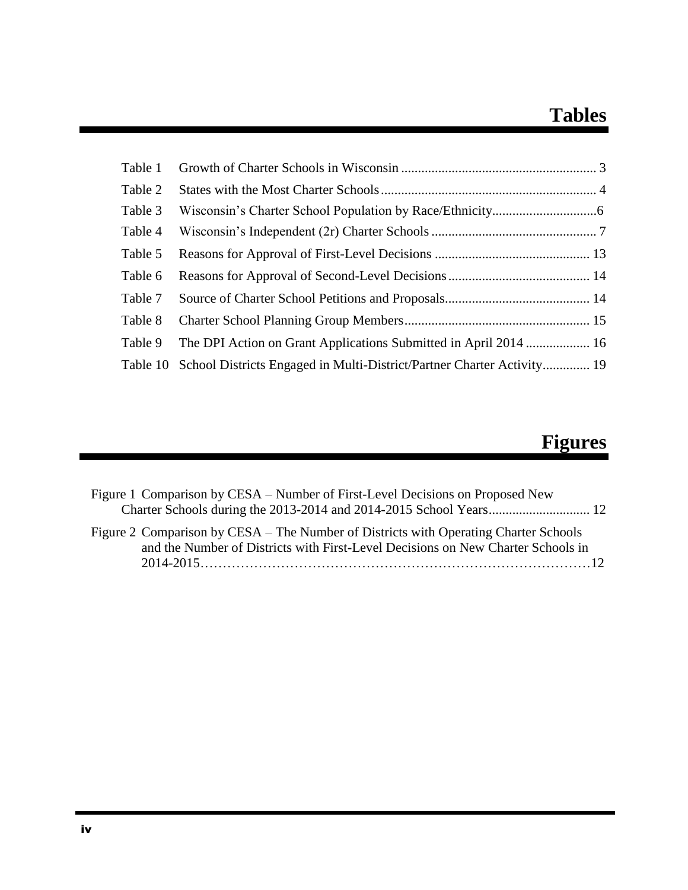# Tables

Table 1 Growth of Charter Schools in Wisconsin ......................................................... 3

Table 2 States with the Most Charter Schools ............................................................... 4

Table 3 Wisconsin's Charter School Population by Race/Ethnicity...............................6

Table 4 Wisconsin's Independent (2r) Charter Schools ................................................ 7

Table 5 Reasons for Approval of First-Level Decisions ............................................. 13

Table 6 Reasons for Approval of Second-Level Decisions .......................................... 14

Table 7 Source of Charter School Petitions and Proposals........................................... 14

Table 8 Charter School Planning Group Members....................................................... 15

Table 9 The DPI Action on Grant Applications Submitted in April 2014 ................... 16

Table 10 School Districts Engaged in Multi-District/Partner Charter Activity.............. 19

# Figures

Figure 1 Comparison by CESA – Number of First-Level Decisions on Proposed New Charter Schools during the 2013-2014 and 2014-2015 School Years.............................. 12

Figure 2 Comparison by CESA – The Number of Districts with Operating Charter Schools and the Number of Districts with First-Level Decisions on New Charter Schools in 2014-2015……………………………………………………………………………12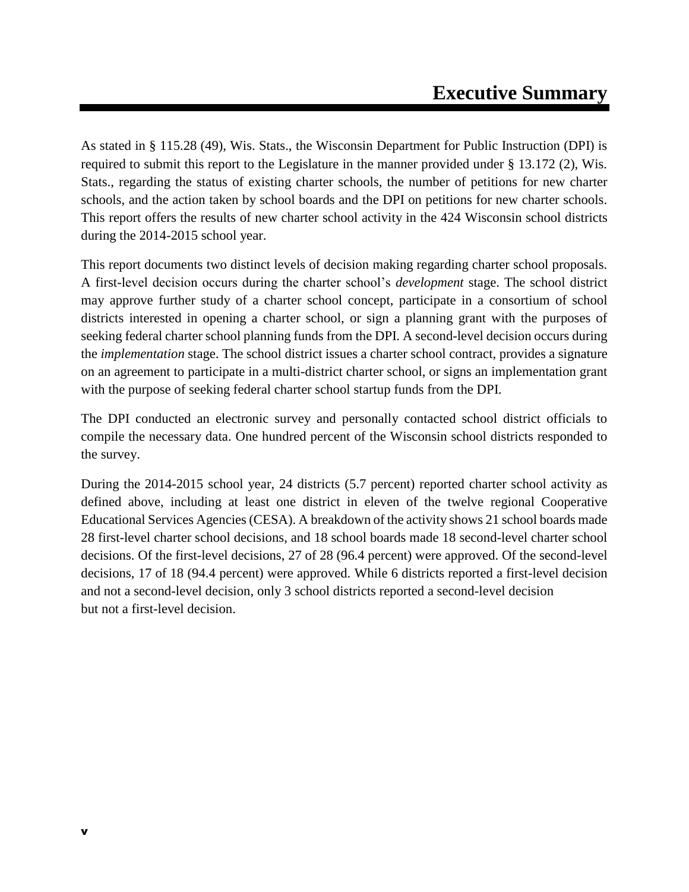# Executive Summary

As stated in § 115.28 (49), Wis. Stats., the Wisconsin Department for Public Instruction (DPI) is required to submit this report to the Legislature in the manner provided under § 13.172 (2), Wis. Stats., regarding the status of existing charter schools, the number of petitions for new charter schools, and the action taken by school boards and the DPI on petitions for new charter schools. This report offers the results of new charter school activity in the 424 Wisconsin school districts during the 2014-2015 school year.

This report documents two distinct levels of decision making regarding charter school proposals. A first-level decision occurs during the charter school's *development* stage. The school district may approve further study of a charter school concept, participate in a consortium of school districts interested in opening a charter school, or sign a planning grant with the purposes of seeking federal charter school planning funds from the DPI. A second-level decision occurs during the *implementation* stage. The school district issues a charter school contract, provides a signature on an agreement to participate in a multi-district charter school, or signs an implementation grant with the purpose of seeking federal charter school startup funds from the DPI.

The DPI conducted an electronic survey and personally contacted school district officials to compile the necessary data. One hundred percent of the Wisconsin school districts responded to the survey.

During the 2014-2015 school year, 24 districts (5.7 percent) reported charter school activity as defined above, including at least one district in eleven of the twelve regional Cooperative Educational Services Agencies (CESA). A breakdown of the activity shows 21 school boards made 28 first-level charter school decisions, and 18 school boards made 18 second-level charter school decisions. Of the first-level decisions, 27 of 28 (96.4 percent) were approved. Of the second-level decisions, 17 of 18 (94.4 percent) were approved. While 6 districts reported a first-level decision and not a second-level decision, only 3 school districts reported a second-level decision but not a first-level decision.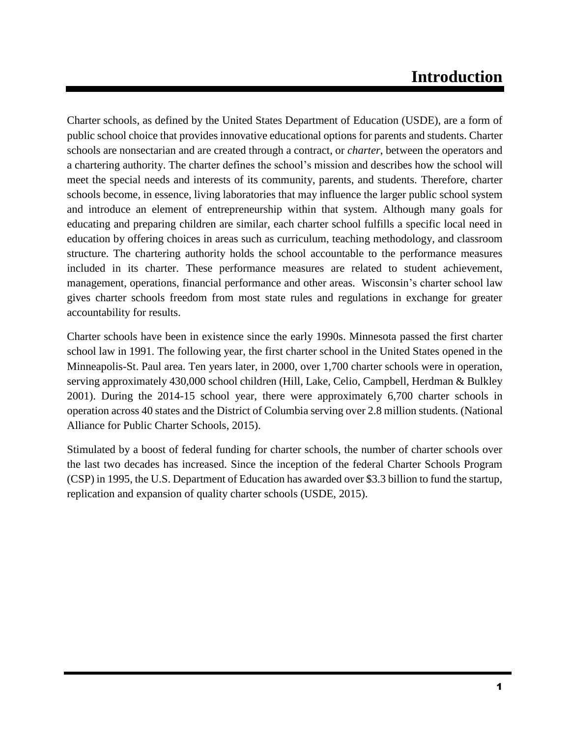# Introduction

Charter schools, as defined by the United States Department of Education (USDE), are a form of public school choice that provides innovative educational options for parents and students. Charter schools are nonsectarian and are created through a contract, or *charter*, between the operators and a chartering authority. The charter defines the school's mission and describes how the school will meet the special needs and interests of its community, parents, and students. Therefore, charter schools become, in essence, living laboratories that may influence the larger public school system and introduce an element of entrepreneurship within that system. Although many goals for educating and preparing children are similar, each charter school fulfills a specific local need in education by offering choices in areas such as curriculum, teaching methodology, and classroom structure. The chartering authority holds the school accountable to the performance measures included in its charter. These performance measures are related to student achievement, management, operations, financial performance and other areas. Wisconsin's charter school law gives charter schools freedom from most state rules and regulations in exchange for greater accountability for results.

Charter schools have been in existence since the early 1990s. Minnesota passed the first charter school law in 1991. The following year, the first charter school in the United States opened in the Minneapolis-St. Paul area. Ten years later, in 2000, over 1,700 charter schools were in operation, serving approximately 430,000 school children (Hill, Lake, Celio, Campbell, Herdman & Bulkley 2001). During the 2014-15 school year, there were approximately 6,700 charter schools in operation across 40 states and the District of Columbia serving over 2.8 million students. (National Alliance for Public Charter Schools, 2015).

Stimulated by a boost of federal funding for charter schools, the number of charter schools over the last two decades has increased. Since the inception of the federal Charter Schools Program (CSP) in 1995, the U.S. Department of Education has awarded over $3.3 billion to fund the startup, replication and expansion of quality charter schools (USDE, 2015).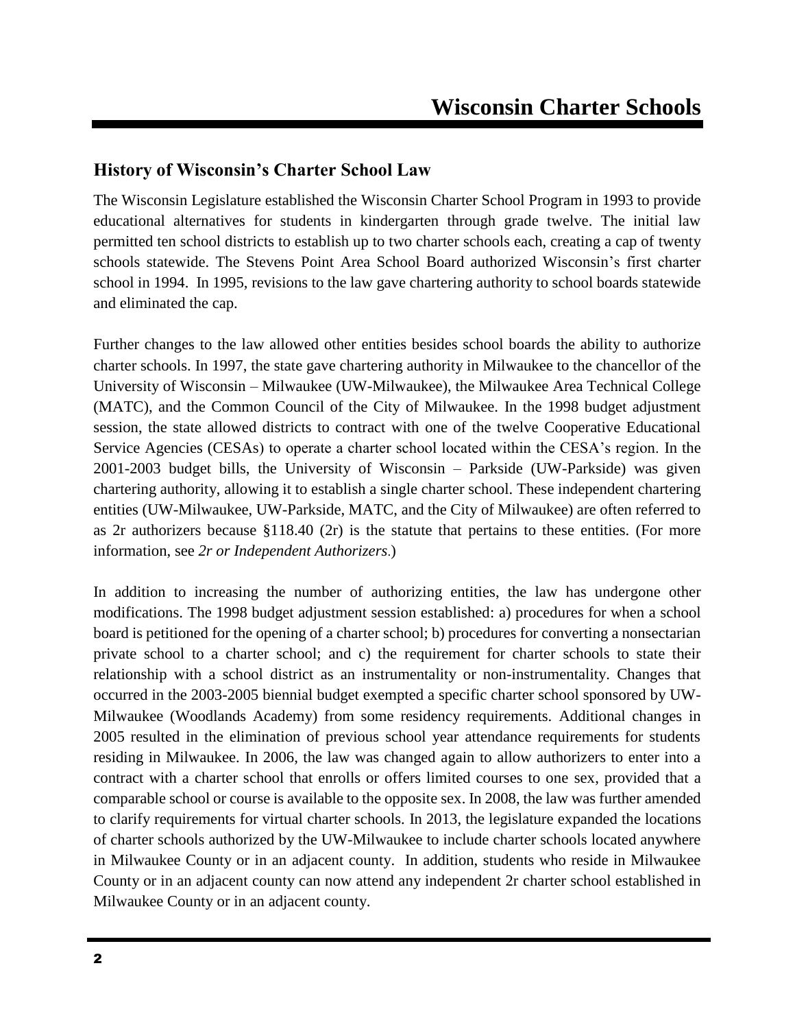# Wisconsin Charter Schools

## History of Wisconsin's Charter School Law

The Wisconsin Legislature established the Wisconsin Charter School Program in 1993 to provide educational alternatives for students in kindergarten through grade twelve. The initial law permitted ten school districts to establish up to two charter schools each, creating a cap of twenty schools statewide. The Stevens Point Area School Board authorized Wisconsin's first charter school in 1994. In 1995, revisions to the law gave chartering authority to school boards statewide and eliminated the cap.

Further changes to the law allowed other entities besides school boards the ability to authorize charter schools. In 1997, the state gave chartering authority in Milwaukee to the chancellor of the University of Wisconsin – Milwaukee (UW-Milwaukee), the Milwaukee Area Technical College (MATC), and the Common Council of the City of Milwaukee. In the 1998 budget adjustment session, the state allowed districts to contract with one of the twelve Cooperative Educational Service Agencies (CESAs) to operate a charter school located within the CESA's region. In the 2001-2003 budget bills, the University of Wisconsin – Parkside (UW-Parkside) was given chartering authority, allowing it to establish a single charter school. These independent chartering entities (UW-Milwaukee, UW-Parkside, MATC, and the City of Milwaukee) are often referred to as 2r authorizers because §118.40 (2r) is the statute that pertains to these entities. (For more information, see *2r or Independent Authorizers*.)

In addition to increasing the number of authorizing entities, the law has undergone other modifications. The 1998 budget adjustment session established: a) procedures for when a school board is petitioned for the opening of a charter school; b) procedures for converting a nonsectarian private school to a charter school; and c) the requirement for charter schools to state their relationship with a school district as an instrumentality or non-instrumentality. Changes that occurred in the 2003-2005 biennial budget exempted a specific charter school sponsored by UW-Milwaukee (Woodlands Academy) from some residency requirements. Additional changes in 2005 resulted in the elimination of previous school year attendance requirements for students residing in Milwaukee. In 2006, the law was changed again to allow authorizers to enter into a contract with a charter school that enrolls or offers limited courses to one sex, provided that a comparable school or course is available to the opposite sex. In 2008, the law was further amended to clarify requirements for virtual charter schools. In 2013, the legislature expanded the locations of charter schools authorized by the UW-Milwaukee to include charter schools located anywhere in Milwaukee County or in an adjacent county. In addition, students who reside in Milwaukee County or in an adjacent county can now attend any independent 2r charter school established in Milwaukee County or in an adjacent county.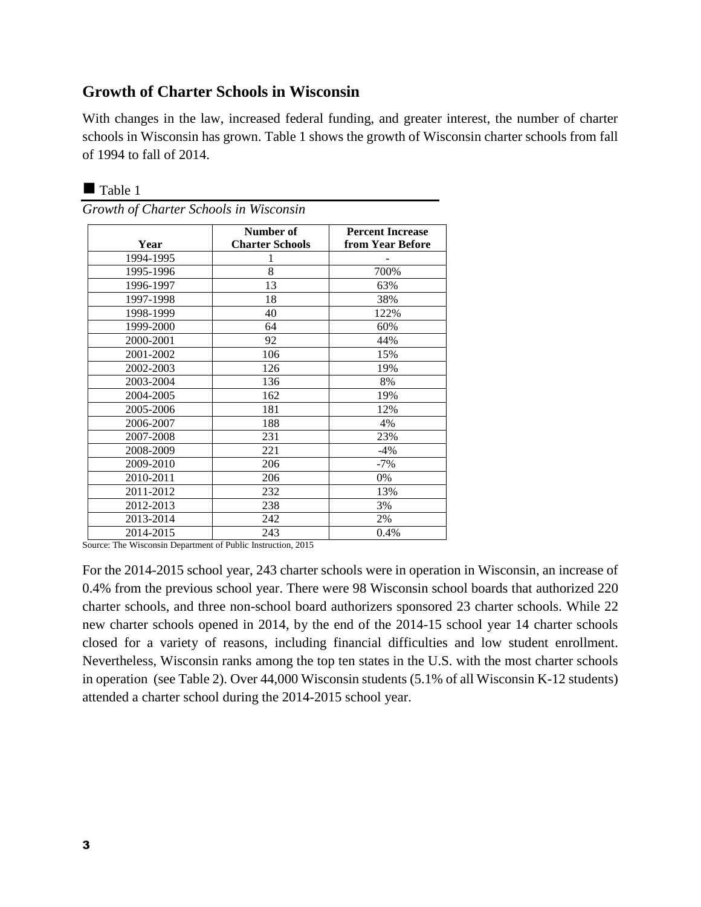## Growth of Charter Schools in Wisconsin

With changes in the law, increased federal funding, and greater interest, the number of charter schools in Wisconsin has grown. Table 1 shows the growth of Wisconsin charter schools from fall of 1994 to fall of 2014.

■ Table 1

*Growth of Charter Schools in Wisconsin*

| Year | Number of Charter Schools | Percent Increase from Year Before |
|---|---|---|
| 1994-1995 | 1 | - |
| 1995-1996 | 8 | 700% |
| 1996-1997 | 13 | 63% |
| 1997-1998 | 18 | 38% |
| 1998-1999 | 40 | 122% |
| 1999-2000 | 64 | 60% |
| 2000-2001 | 92 | 44% |
| 2001-2002 | 106 | 15% |
| 2002-2003 | 126 | 19% |
| 2003-2004 | 136 | 8% |
| 2004-2005 | 162 | 19% |
| 2005-2006 | 181 | 12% |
| 2006-2007 | 188 | 4% |
| 2007-2008 | 231 | 23% |
| 2008-2009 | 221 | -4% |
| 2009-2010 | 206 | -7% |
| 2010-2011 | 206 | 0% |
| 2011-2012 | 232 | 13% |
| 2012-2013 | 238 | 3% |
| 2013-2014 | 242 | 2% |
| 2014-2015 | 243 | 0.4% |

Source: The Wisconsin Department of Public Instruction, 2015

For the 2014-2015 school year, 243 charter schools were in operation in Wisconsin, an increase of 0.4% from the previous school year. There were 98 Wisconsin school boards that authorized 220 charter schools, and three non-school board authorizers sponsored 23 charter schools. While 22 new charter schools opened in 2014, by the end of the 2014-15 school year 14 charter schools closed for a variety of reasons, including financial difficulties and low student enrollment. Nevertheless, Wisconsin ranks among the top ten states in the U.S. with the most charter schools in operation (see Table 2). Over 44,000 Wisconsin students (5.1% of all Wisconsin K-12 students) attended a charter school during the 2014-2015 school year.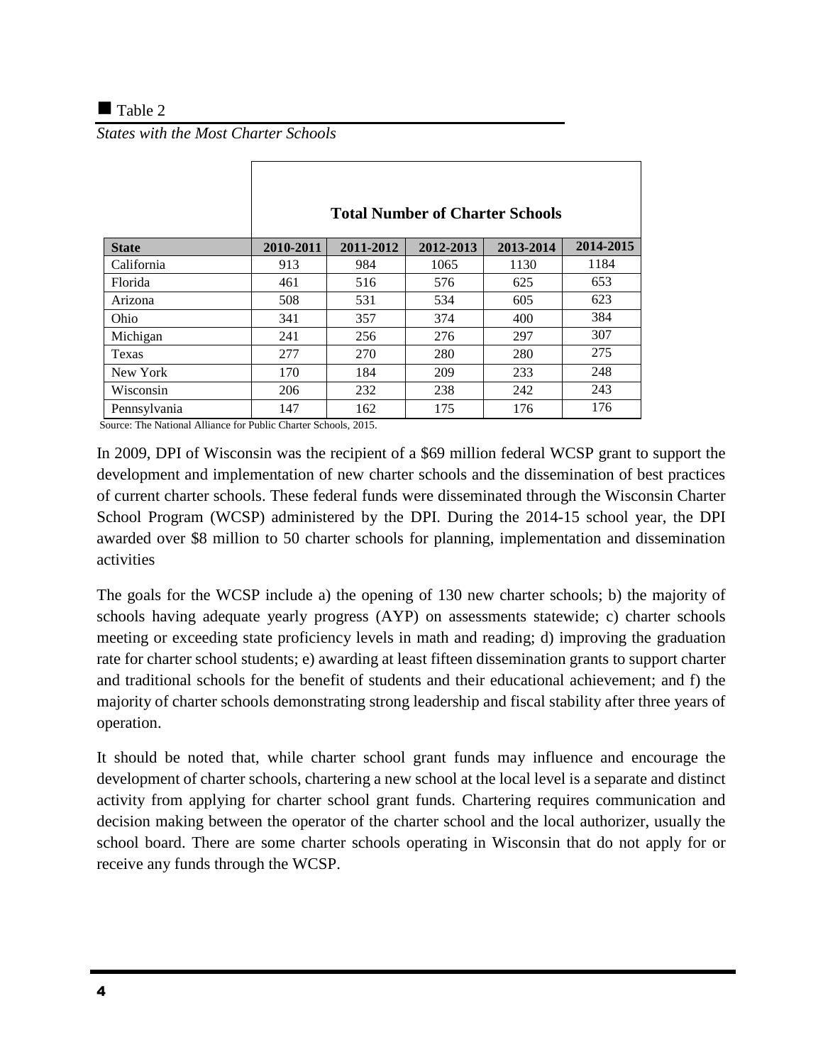■ Table 2

*States with the Most Charter Schools*

| | Total Number of Charter Schools | | | | |
|---|---|---|---|---|---|
| **State** | **2010-2011** | **2011-2012** | **2012-2013** | **2013-2014** | **2014-2015** |
| California | 913 | 984 | 1065 | 1130 | 1184 |
| Florida | 461 | 516 | 576 | 625 | 653 |
| Arizona | 508 | 531 | 534 | 605 | 623 |
| Ohio | 341 | 357 | 374 | 400 | 384 |
| Michigan | 241 | 256 | 276 | 297 | 307 |
| Texas | 277 | 270 | 280 | 280 | 275 |
| New York | 170 | 184 | 209 | 233 | 248 |
| Wisconsin | 206 | 232 | 238 | 242 | 243 |
| Pennsylvania | 147 | 162 | 175 | 176 | 176 |

Source: The National Alliance for Public Charter Schools, 2015.

In 2009, DPI of Wisconsin was the recipient of a $69 million federal WCSP grant to support the development and implementation of new charter schools and the dissemination of best practices of current charter schools. These federal funds were disseminated through the Wisconsin Charter School Program (WCSP) administered by the DPI. During the 2014-15 school year, the DPI awarded over $8 million to 50 charter schools for planning, implementation and dissemination activities

The goals for the WCSP include a) the opening of 130 new charter schools; b) the majority of schools having adequate yearly progress (AYP) on assessments statewide; c) charter schools meeting or exceeding state proficiency levels in math and reading; d) improving the graduation rate for charter school students; e) awarding at least fifteen dissemination grants to support charter and traditional schools for the benefit of students and their educational achievement; and f) the majority of charter schools demonstrating strong leadership and fiscal stability after three years of operation.

It should be noted that, while charter school grant funds may influence and encourage the development of charter schools, chartering a new school at the local level is a separate and distinct activity from applying for charter school grant funds. Chartering requires communication and decision making between the operator of the charter school and the local authorizer, usually the school board. There are some charter schools operating in Wisconsin that do not apply for or receive any funds through the WCSP.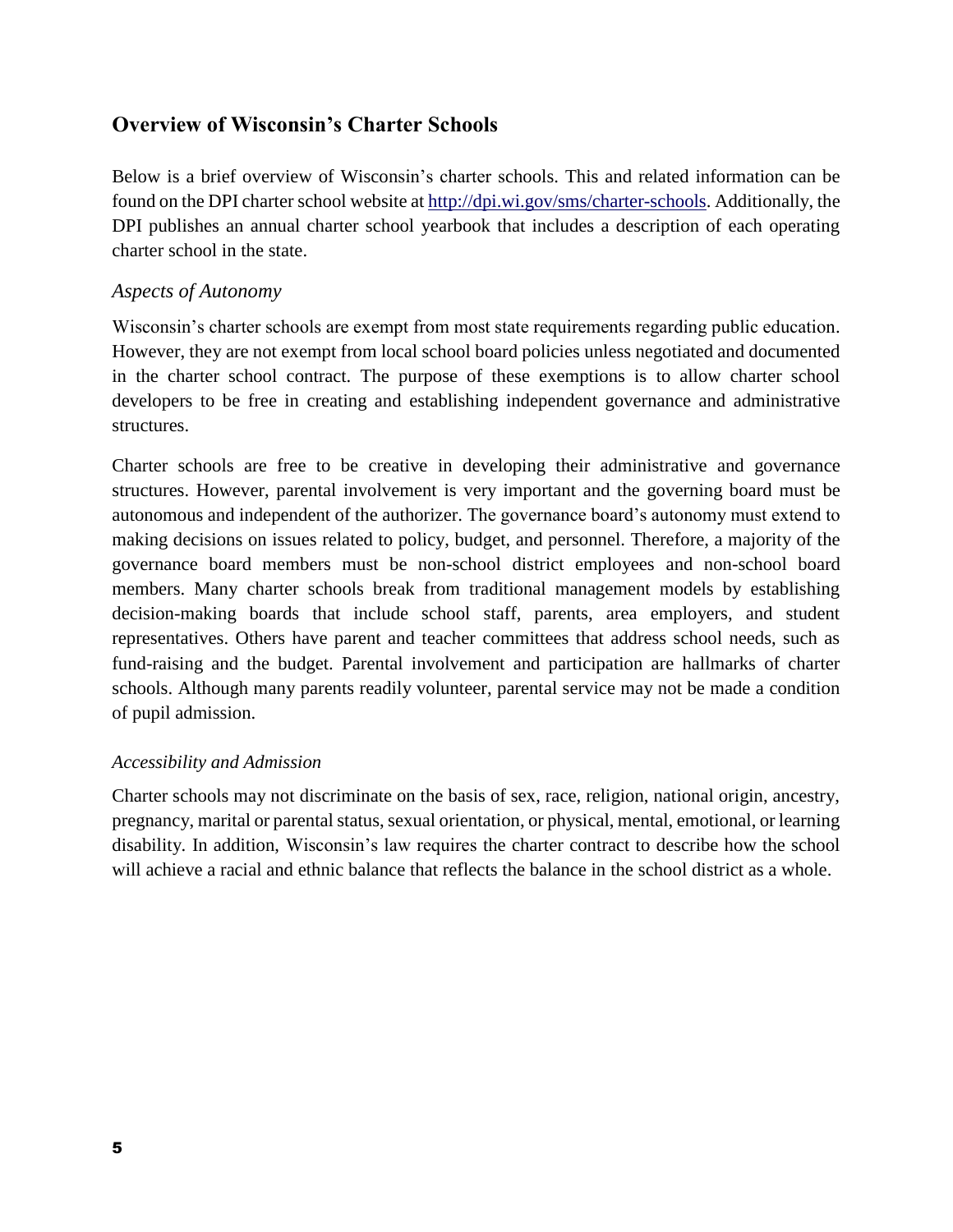## Overview of Wisconsin's Charter Schools

Below is a brief overview of Wisconsin's charter schools. This and related information can be found on the DPI charter school website at [http://dpi.wi.gov/sms/charter-schools](http://dpi.wi.gov/sms/charter-schools). Additionally, the DPI publishes an annual charter school yearbook that includes a description of each operating charter school in the state.

### *Aspects of Autonomy*

Wisconsin's charter schools are exempt from most state requirements regarding public education. However, they are not exempt from local school board policies unless negotiated and documented in the charter school contract. The purpose of these exemptions is to allow charter school developers to be free in creating and establishing independent governance and administrative structures.

Charter schools are free to be creative in developing their administrative and governance structures. However, parental involvement is very important and the governing board must be autonomous and independent of the authorizer. The governance board's autonomy must extend to making decisions on issues related to policy, budget, and personnel. Therefore, a majority of the governance board members must be non-school district employees and non-school board members. Many charter schools break from traditional management models by establishing decision-making boards that include school staff, parents, area employers, and student representatives. Others have parent and teacher committees that address school needs, such as fund-raising and the budget. Parental involvement and participation are hallmarks of charter schools. Although many parents readily volunteer, parental service may not be made a condition of pupil admission.

### *Accessibility and Admission*

Charter schools may not discriminate on the basis of sex, race, religion, national origin, ancestry, pregnancy, marital or parental status, sexual orientation, or physical, mental, emotional, or learning disability. In addition, Wisconsin's law requires the charter contract to describe how the school will achieve a racial and ethnic balance that reflects the balance in the school district as a whole.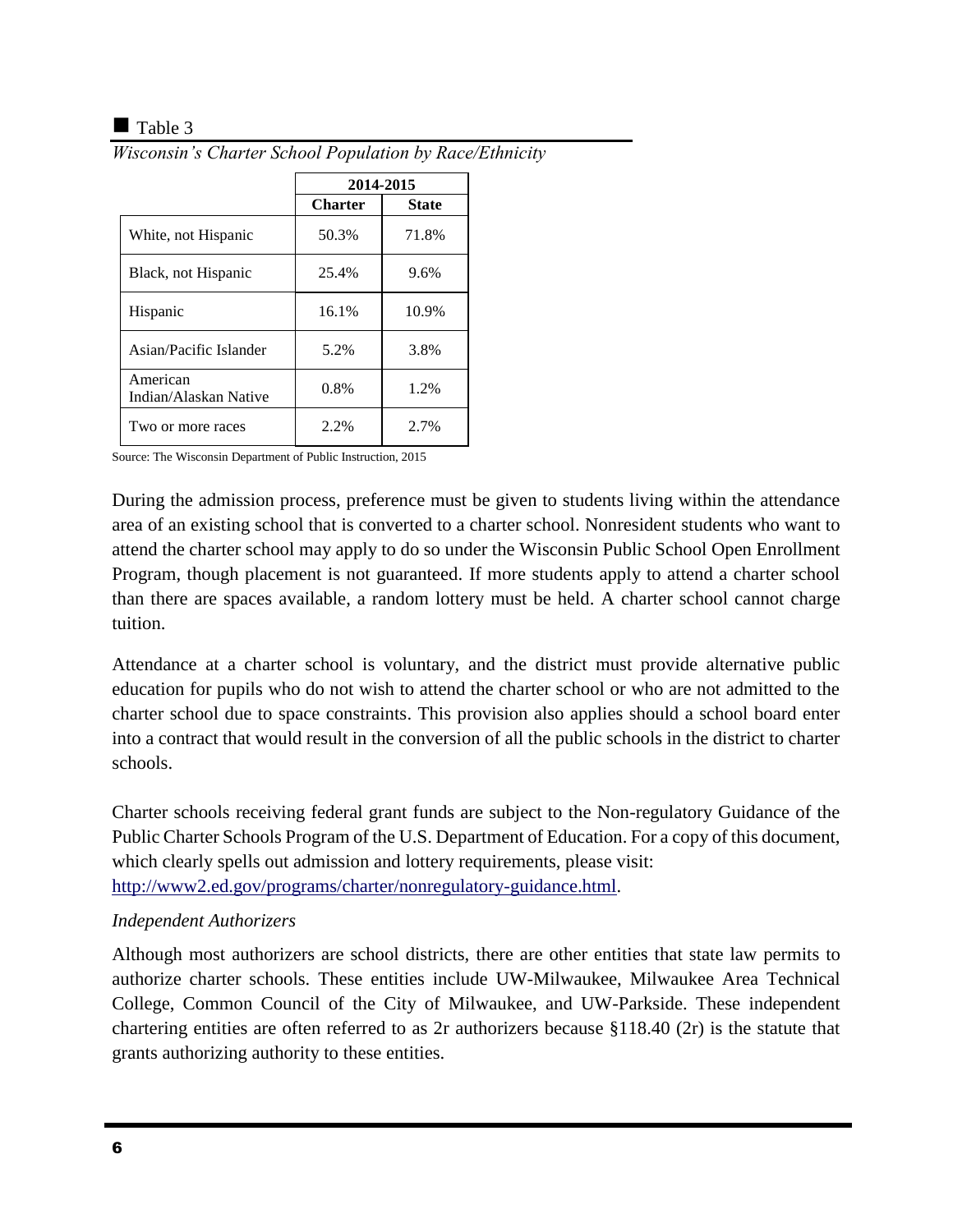■ Table 3

*Wisconsin's Charter School Population by Race/Ethnicity*

| | 2014-2015 | |
|---|---|---|
| | **Charter** | **State** |
| White, not Hispanic | 50.3% | 71.8% |
| Black, not Hispanic | 25.4% | 9.6% |
| Hispanic | 16.1% | 10.9% |
| Asian/Pacific Islander | 5.2% | 3.8% |
| American Indian/Alaskan Native | 0.8% | 1.2% |
| Two or more races | 2.2% | 2.7% |

Source: The Wisconsin Department of Public Instruction, 2015

During the admission process, preference must be given to students living within the attendance area of an existing school that is converted to a charter school. Nonresident students who want to attend the charter school may apply to do so under the Wisconsin Public School Open Enrollment Program, though placement is not guaranteed. If more students apply to attend a charter school than there are spaces available, a random lottery must be held. A charter school cannot charge tuition.

Attendance at a charter school is voluntary, and the district must provide alternative public education for pupils who do not wish to attend the charter school or who are not admitted to the charter school due to space constraints. This provision also applies should a school board enter into a contract that would result in the conversion of all the public schools in the district to charter schools.

Charter schools receiving federal grant funds are subject to the Non-regulatory Guidance of the Public Charter Schools Program of the U.S. Department of Education. For a copy of this document, which clearly spells out admission and lottery requirements, please visit: http://www2.ed.gov/programs/charter/nonregulatory-guidance.html.

*Independent Authorizers*

Although most authorizers are school districts, there are other entities that state law permits to authorize charter schools. These entities include UW-Milwaukee, Milwaukee Area Technical College, Common Council of the City of Milwaukee, and UW-Parkside. These independent chartering entities are often referred to as 2r authorizers because §118.40 (2r) is the statute that grants authorizing authority to these entities.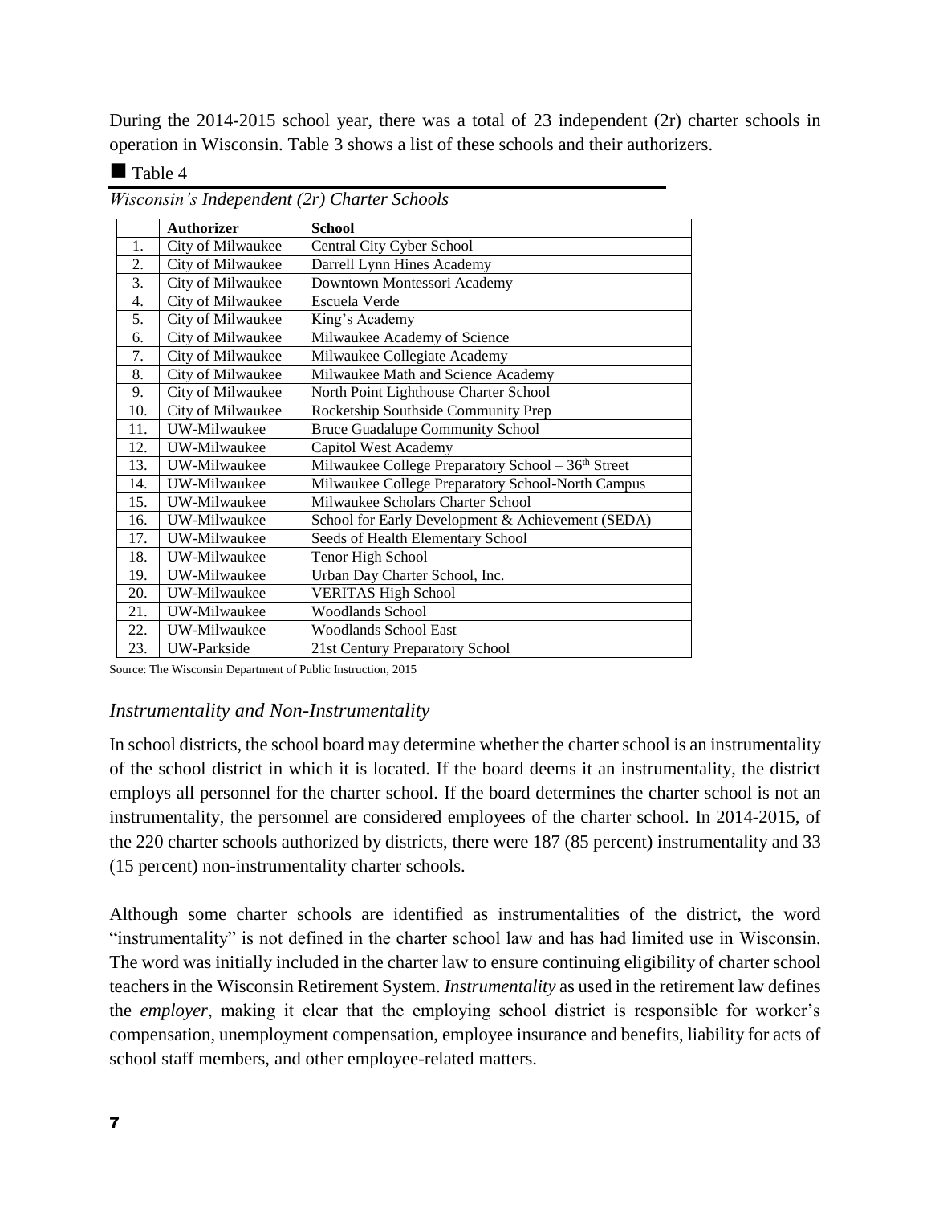During the 2014-2015 school year, there was a total of 23 independent (2r) charter schools in operation in Wisconsin. Table 3 shows a list of these schools and their authorizers.

■ Table 4

*Wisconsin's Independent (2r) Charter Schools*

| | **Authorizer** | **School** |
|---|---|---|
| 1. | City of Milwaukee | Central City Cyber School |
| 2. | City of Milwaukee | Darrell Lynn Hines Academy |
| 3. | City of Milwaukee | Downtown Montessori Academy |
| 4. | City of Milwaukee | Escuela Verde |
| 5. | City of Milwaukee | King's Academy |
| 6. | City of Milwaukee | Milwaukee Academy of Science |
| 7. | City of Milwaukee | Milwaukee Collegiate Academy |
| 8. | City of Milwaukee | Milwaukee Math and Science Academy |
| 9. | City of Milwaukee | North Point Lighthouse Charter School |
| 10. | City of Milwaukee | Rocketship Southside Community Prep |
| 11. | UW-Milwaukee | Bruce Guadalupe Community School |
| 12. | UW-Milwaukee | Capitol West Academy |
| 13. | UW-Milwaukee | Milwaukee College Preparatory School – 36th Street |
| 14. | UW-Milwaukee | Milwaukee College Preparatory School-North Campus |
| 15. | UW-Milwaukee | Milwaukee Scholars Charter School |
| 16. | UW-Milwaukee | School for Early Development & Achievement (SEDA) |
| 17. | UW-Milwaukee | Seeds of Health Elementary School |
| 18. | UW-Milwaukee | Tenor High School |
| 19. | UW-Milwaukee | Urban Day Charter School, Inc. |
| 20. | UW-Milwaukee | VERITAS High School |
| 21. | UW-Milwaukee | Woodlands School |
| 22. | UW-Milwaukee | Woodlands School East |
| 23. | UW-Parkside | 21st Century Preparatory School |

Source: The Wisconsin Department of Public Instruction, 2015

## *Instrumentality and Non-Instrumentality*

In school districts, the school board may determine whether the charter school is an instrumentality of the school district in which it is located. If the board deems it an instrumentality, the district employs all personnel for the charter school. If the board determines the charter school is not an instrumentality, the personnel are considered employees of the charter school. In 2014-2015, of the 220 charter schools authorized by districts, there were 187 (85 percent) instrumentality and 33 (15 percent) non-instrumentality charter schools.

Although some charter schools are identified as instrumentalities of the district, the word "instrumentality" is not defined in the charter school law and has had limited use in Wisconsin. The word was initially included in the charter law to ensure continuing eligibility of charter school teachers in the Wisconsin Retirement System. *Instrumentality* as used in the retirement law defines the *employer*, making it clear that the employing school district is responsible for worker's compensation, unemployment compensation, employee insurance and benefits, liability for acts of school staff members, and other employee-related matters.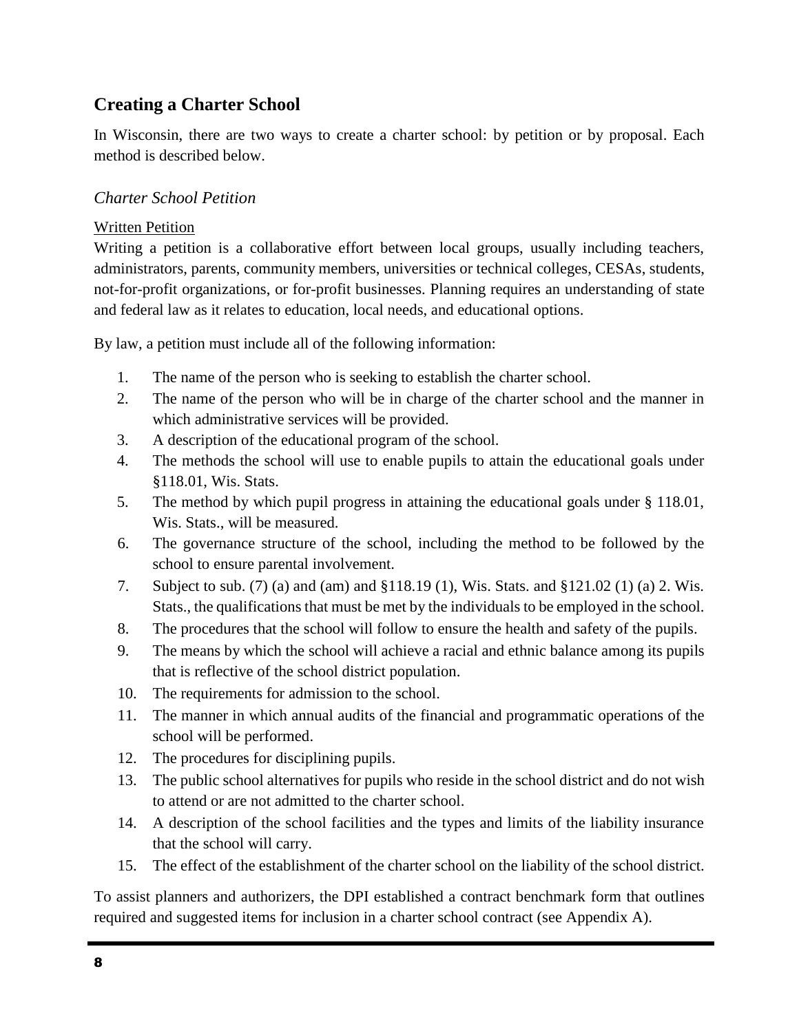## Creating a Charter School

In Wisconsin, there are two ways to create a charter school: by petition or by proposal. Each method is described below.

### *Charter School Petition*

<u>Written Petition</u>

Writing a petition is a collaborative effort between local groups, usually including teachers, administrators, parents, community members, universities or technical colleges, CESAs, students, not-for-profit organizations, or for-profit businesses. Planning requires an understanding of state and federal law as it relates to education, local needs, and educational options.

By law, a petition must include all of the following information:

1. The name of the person who is seeking to establish the charter school.
2. The name of the person who will be in charge of the charter school and the manner in which administrative services will be provided.
3. A description of the educational program of the school.
4. The methods the school will use to enable pupils to attain the educational goals under §118.01, Wis. Stats.
5. The method by which pupil progress in attaining the educational goals under § 118.01, Wis. Stats., will be measured.
6. The governance structure of the school, including the method to be followed by the school to ensure parental involvement.
7. Subject to sub. (7) (a) and (am) and §118.19 (1), Wis. Stats. and §121.02 (1) (a) 2. Wis. Stats., the qualifications that must be met by the individuals to be employed in the school.
8. The procedures that the school will follow to ensure the health and safety of the pupils.
9. The means by which the school will achieve a racial and ethnic balance among its pupils that is reflective of the school district population.
10. The requirements for admission to the school.
11. The manner in which annual audits of the financial and programmatic operations of the school will be performed.
12. The procedures for disciplining pupils.
13. The public school alternatives for pupils who reside in the school district and do not wish to attend or are not admitted to the charter school.
14. A description of the school facilities and the types and limits of the liability insurance that the school will carry.
15. The effect of the establishment of the charter school on the liability of the school district.

To assist planners and authorizers, the DPI established a contract benchmark form that outlines required and suggested items for inclusion in a charter school contract (see Appendix A).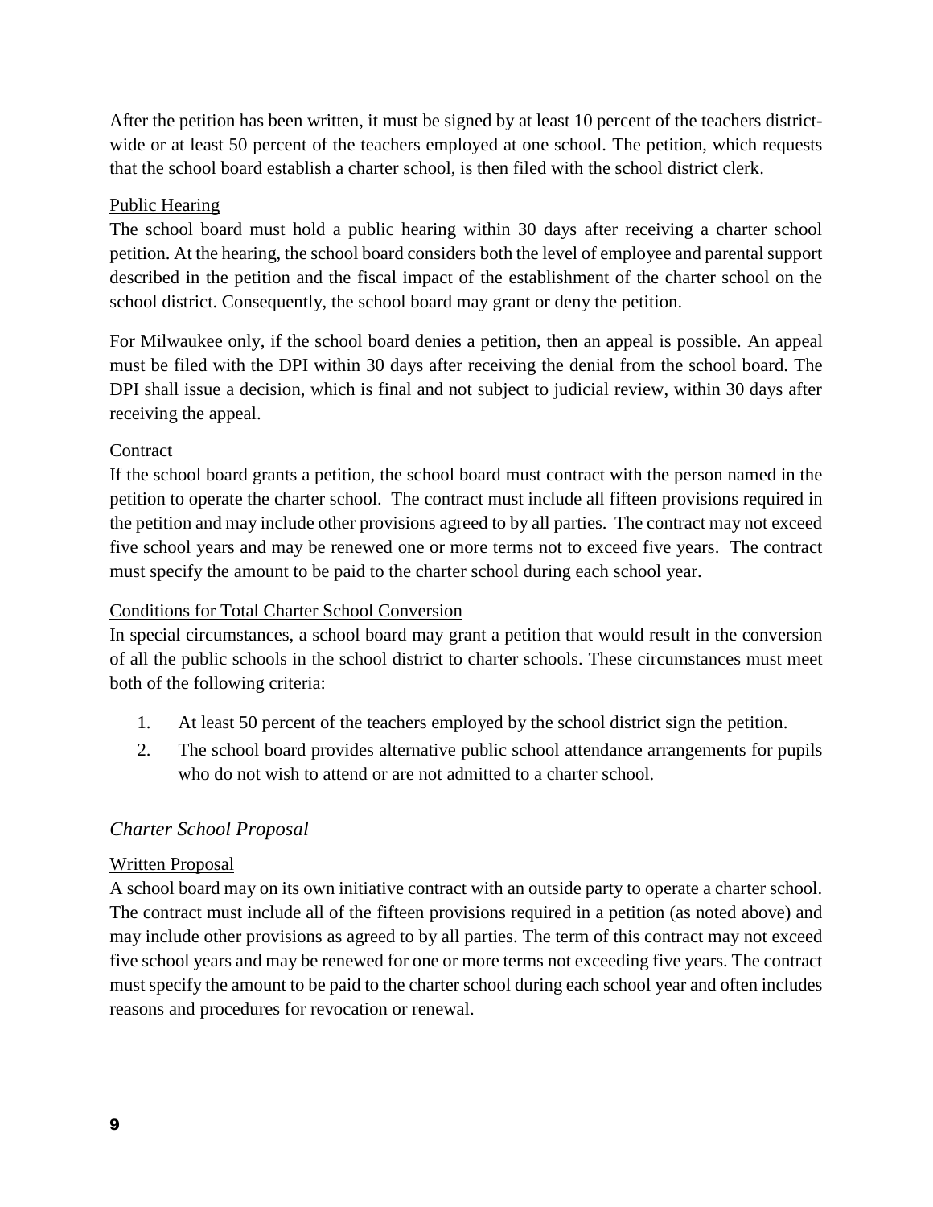After the petition has been written, it must be signed by at least 10 percent of the teachers district-wide or at least 50 percent of the teachers employed at one school. The petition, which requests that the school board establish a charter school, is then filed with the school district clerk.

<u>Public Hearing</u>

The school board must hold a public hearing within 30 days after receiving a charter school petition. At the hearing, the school board considers both the level of employee and parental support described in the petition and the fiscal impact of the establishment of the charter school on the school district. Consequently, the school board may grant or deny the petition.

For Milwaukee only, if the school board denies a petition, then an appeal is possible. An appeal must be filed with the DPI within 30 days after receiving the denial from the school board. The DPI shall issue a decision, which is final and not subject to judicial review, within 30 days after receiving the appeal.

<u>Contract</u>

If the school board grants a petition, the school board must contract with the person named in the petition to operate the charter school. The contract must include all fifteen provisions required in the petition and may include other provisions agreed to by all parties. The contract may not exceed five school years and may be renewed one or more terms not to exceed five years. The contract must specify the amount to be paid to the charter school during each school year.

<u>Conditions for Total Charter School Conversion</u>

In special circumstances, a school board may grant a petition that would result in the conversion of all the public schools in the school district to charter schools. These circumstances must meet both of the following criteria:

1. At least 50 percent of the teachers employed by the school district sign the petition.
2. The school board provides alternative public school attendance arrangements for pupils who do not wish to attend or are not admitted to a charter school.

### *Charter School Proposal*

<u>Written Proposal</u>

A school board may on its own initiative contract with an outside party to operate a charter school. The contract must include all of the fifteen provisions required in a petition (as noted above) and may include other provisions as agreed to by all parties. The term of this contract may not exceed five school years and may be renewed for one or more terms not exceeding five years. The contract must specify the amount to be paid to the charter school during each school year and often includes reasons and procedures for revocation or renewal.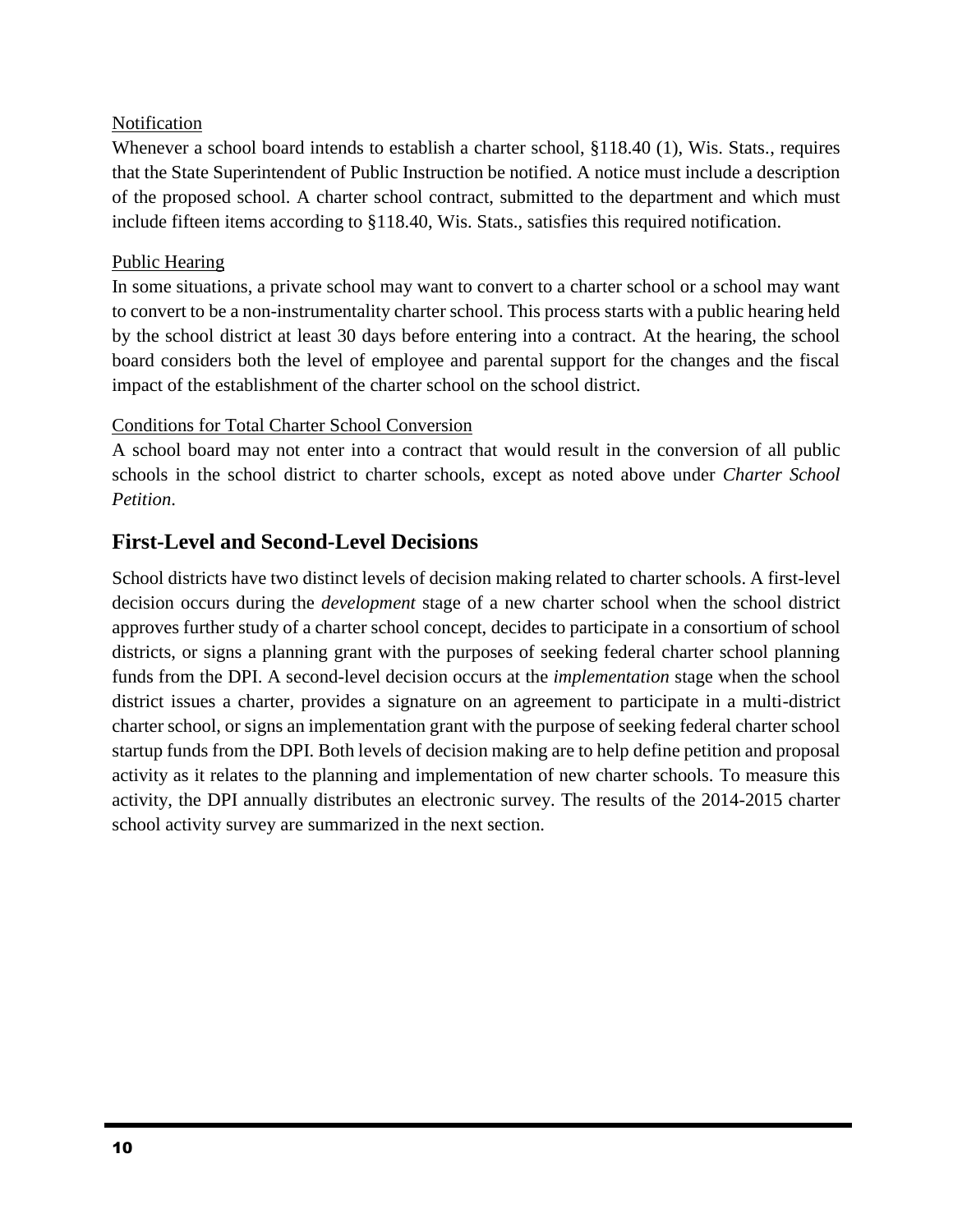Notification

Whenever a school board intends to establish a charter school, §118.40 (1), Wis. Stats., requires that the State Superintendent of Public Instruction be notified. A notice must include a description of the proposed school. A charter school contract, submitted to the department and which must include fifteen items according to §118.40, Wis. Stats., satisfies this required notification.

Public Hearing

In some situations, a private school may want to convert to a charter school or a school may want to convert to be a non-instrumentality charter school. This process starts with a public hearing held by the school district at least 30 days before entering into a contract. At the hearing, the school board considers both the level of employee and parental support for the changes and the fiscal impact of the establishment of the charter school on the school district.

Conditions for Total Charter School Conversion

A school board may not enter into a contract that would result in the conversion of all public schools in the school district to charter schools, except as noted above under *Charter School Petition*.

## First-Level and Second-Level Decisions

School districts have two distinct levels of decision making related to charter schools. A first-level decision occurs during the *development* stage of a new charter school when the school district approves further study of a charter school concept, decides to participate in a consortium of school districts, or signs a planning grant with the purposes of seeking federal charter school planning funds from the DPI. A second-level decision occurs at the *implementation* stage when the school district issues a charter, provides a signature on an agreement to participate in a multi-district charter school, or signs an implementation grant with the purpose of seeking federal charter school startup funds from the DPI. Both levels of decision making are to help define petition and proposal activity as it relates to the planning and implementation of new charter schools. To measure this activity, the DPI annually distributes an electronic survey. The results of the 2014-2015 charter school activity survey are summarized in the next section.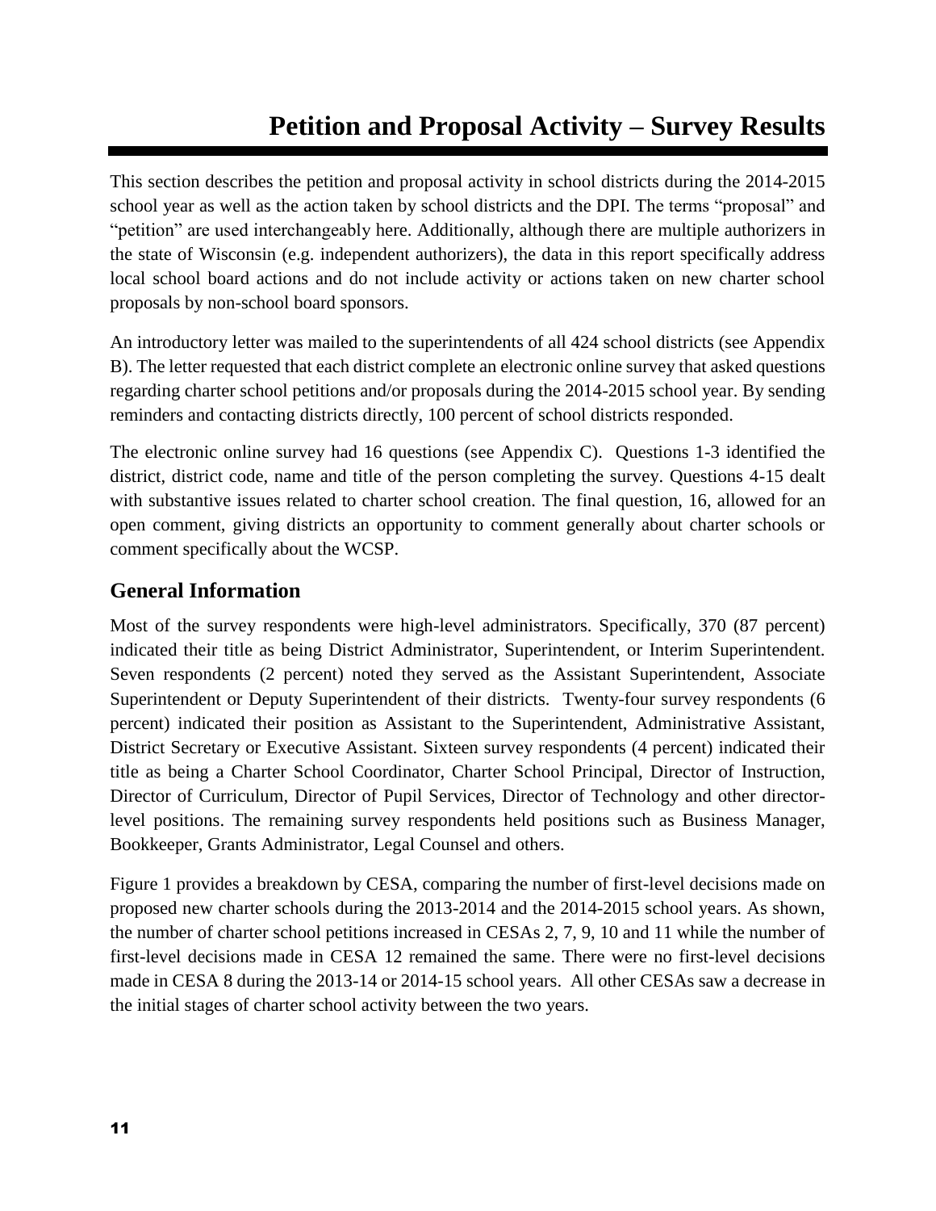# Petition and Proposal Activity – Survey Results

This section describes the petition and proposal activity in school districts during the 2014-2015 school year as well as the action taken by school districts and the DPI. The terms "proposal" and "petition" are used interchangeably here. Additionally, although there are multiple authorizers in the state of Wisconsin (e.g. independent authorizers), the data in this report specifically address local school board actions and do not include activity or actions taken on new charter school proposals by non-school board sponsors.

An introductory letter was mailed to the superintendents of all 424 school districts (see Appendix B). The letter requested that each district complete an electronic online survey that asked questions regarding charter school petitions and/or proposals during the 2014-2015 school year. By sending reminders and contacting districts directly, 100 percent of school districts responded.

The electronic online survey had 16 questions (see Appendix C). Questions 1-3 identified the district, district code, name and title of the person completing the survey. Questions 4-15 dealt with substantive issues related to charter school creation. The final question, 16, allowed for an open comment, giving districts an opportunity to comment generally about charter schools or comment specifically about the WCSP.

## General Information

Most of the survey respondents were high-level administrators. Specifically, 370 (87 percent) indicated their title as being District Administrator, Superintendent, or Interim Superintendent. Seven respondents (2 percent) noted they served as the Assistant Superintendent, Associate Superintendent or Deputy Superintendent of their districts. Twenty-four survey respondents (6 percent) indicated their position as Assistant to the Superintendent, Administrative Assistant, District Secretary or Executive Assistant. Sixteen survey respondents (4 percent) indicated their title as being a Charter School Coordinator, Charter School Principal, Director of Instruction, Director of Curriculum, Director of Pupil Services, Director of Technology and other director-level positions. The remaining survey respondents held positions such as Business Manager, Bookkeeper, Grants Administrator, Legal Counsel and others.

Figure 1 provides a breakdown by CESA, comparing the number of first-level decisions made on proposed new charter schools during the 2013-2014 and the 2014-2015 school years. As shown, the number of charter school petitions increased in CESAs 2, 7, 9, 10 and 11 while the number of first-level decisions made in CESA 12 remained the same. There were no first-level decisions made in CESA 8 during the 2013-14 or 2014-15 school years. All other CESAs saw a decrease in the initial stages of charter school activity between the two years.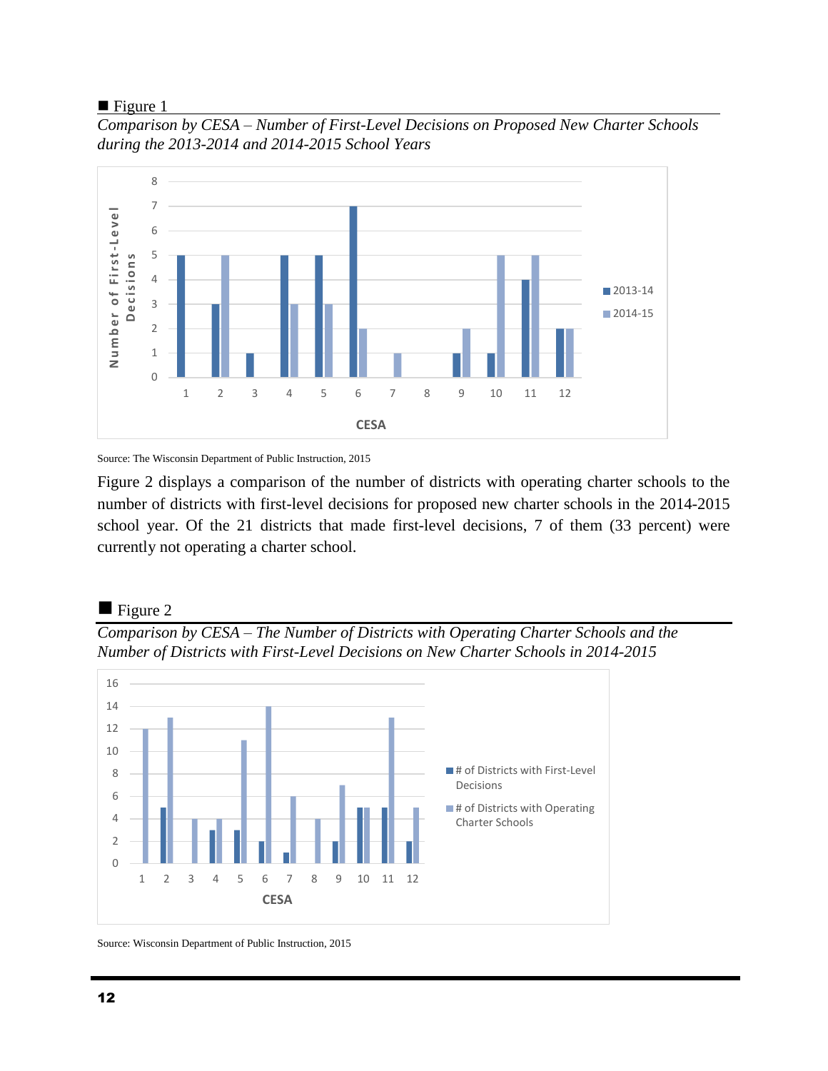■ Figure 1

*Comparison by CESA – Number of First-Level Decisions on Proposed New Charter Schools during the 2013-2014 and 2014-2015 School Years*

Source: The Wisconsin Department of Public Instruction, 2015

Figure 2 displays a comparison of the number of districts with operating charter schools to the number of districts with first-level decisions for proposed new charter schools in the 2014-2015 school year. Of the 21 districts that made first-level decisions, 7 of them (33 percent) were currently not operating a charter school.

■ Figure 2

*Comparison by CESA – The Number of Districts with Operating Charter Schools and the Number of Districts with First-Level Decisions on New Charter Schools in 2014-2015*

Source: Wisconsin Department of Public Instruction, 2015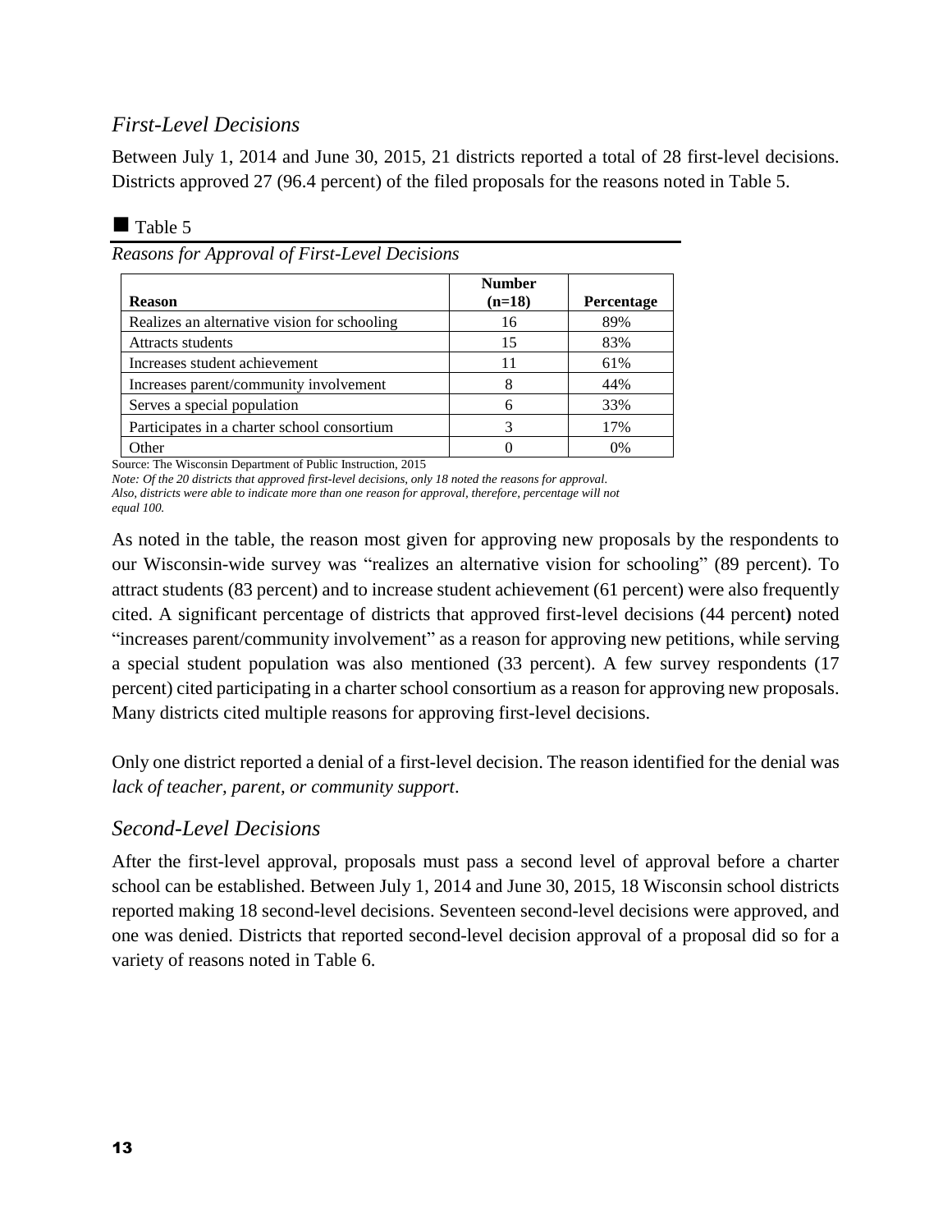### *First-Level Decisions*

Between July 1, 2014 and June 30, 2015, 21 districts reported a total of 28 first-level decisions. Districts approved 27 (96.4 percent) of the filed proposals for the reasons noted in Table 5.

■ Table 5

*Reasons for Approval of First-Level Decisions*

| Reason | Number (n=18) | Percentage |
|---|---|---|
| Realizes an alternative vision for schooling | 16 | 89% |
| Attracts students | 15 | 83% |
| Increases student achievement | 11 | 61% |
| Increases parent/community involvement | 8 | 44% |
| Serves a special population | 6 | 33% |
| Participates in a charter school consortium | 3 | 17% |
| Other | 0 | 0% |

Source: The Wisconsin Department of Public Instruction, 2015

*Note: Of the 20 districts that approved first-level decisions, only 18 noted the reasons for approval. Also, districts were able to indicate more than one reason for approval, therefore, percentage will not equal 100.*

As noted in the table, the reason most given for approving new proposals by the respondents to our Wisconsin-wide survey was "realizes an alternative vision for schooling" (89 percent). To attract students (83 percent) and to increase student achievement (61 percent) were also frequently cited. A significant percentage of districts that approved first-level decisions (44 percent**)** noted "increases parent/community involvement" as a reason for approving new petitions, while serving a special student population was also mentioned (33 percent). A few survey respondents (17 percent) cited participating in a charter school consortium as a reason for approving new proposals. Many districts cited multiple reasons for approving first-level decisions.

Only one district reported a denial of a first-level decision. The reason identified for the denial was *lack of teacher, parent, or community support*.

### *Second-Level Decisions*

After the first-level approval, proposals must pass a second level of approval before a charter school can be established. Between July 1, 2014 and June 30, 2015, 18 Wisconsin school districts reported making 18 second-level decisions. Seventeen second-level decisions were approved, and one was denied. Districts that reported second-level decision approval of a proposal did so for a variety of reasons noted in Table 6.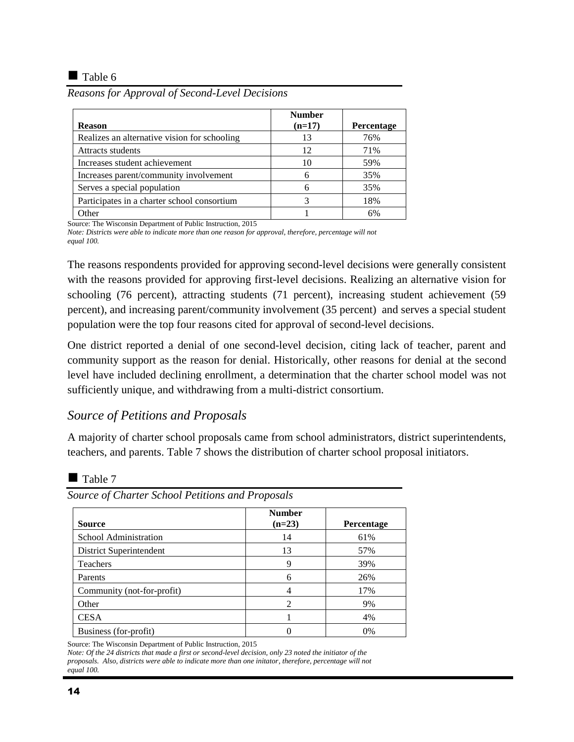■ Table 6

*Reasons for Approval of Second-Level Decisions*

| Reason | Number (n=17) | Percentage |
|---|---|---|
| Realizes an alternative vision for schooling | 13 | 76% |
| Attracts students | 12 | 71% |
| Increases student achievement | 10 | 59% |
| Increases parent/community involvement | 6 | 35% |
| Serves a special population | 6 | 35% |
| Participates in a charter school consortium | 3 | 18% |
| Other | 1 | 6% |

Source: The Wisconsin Department of Public Instruction, 2015

*Note: Districts were able to indicate more than one reason for approval, therefore, percentage will not equal 100.*

The reasons respondents provided for approving second-level decisions were generally consistent with the reasons provided for approving first-level decisions. Realizing an alternative vision for schooling (76 percent), attracting students (71 percent), increasing student achievement (59 percent), and increasing parent/community involvement (35 percent) and serves a special student population were the top four reasons cited for approval of second-level decisions.

One district reported a denial of one second-level decision, citing lack of teacher, parent and community support as the reason for denial. Historically, other reasons for denial at the second level have included declining enrollment, a determination that the charter school model was not sufficiently unique, and withdrawing from a multi-district consortium.

## *Source of Petitions and Proposals*

A majority of charter school proposals came from school administrators, district superintendents, teachers, and parents. Table 7 shows the distribution of charter school proposal initiators.

■ Table 7

*Source of Charter School Petitions and Proposals*

| Source | Number (n=23) | Percentage |
|---|---|---|
| School Administration | 14 | 61% |
| District Superintendent | 13 | 57% |
| Teachers | 9 | 39% |
| Parents | 6 | 26% |
| Community (not-for-profit) | 4 | 17% |
| Other | 2 | 9% |
| CESA | 1 | 4% |
| Business (for-profit) | 0 | 0% |

Source: The Wisconsin Department of Public Instruction, 2015

*Note: Of the 24 districts that made a first or second-level decision, only 23 noted the initiator of the proposals. Also, districts were able to indicate more than one initator, therefore, percentage will not equal 100.*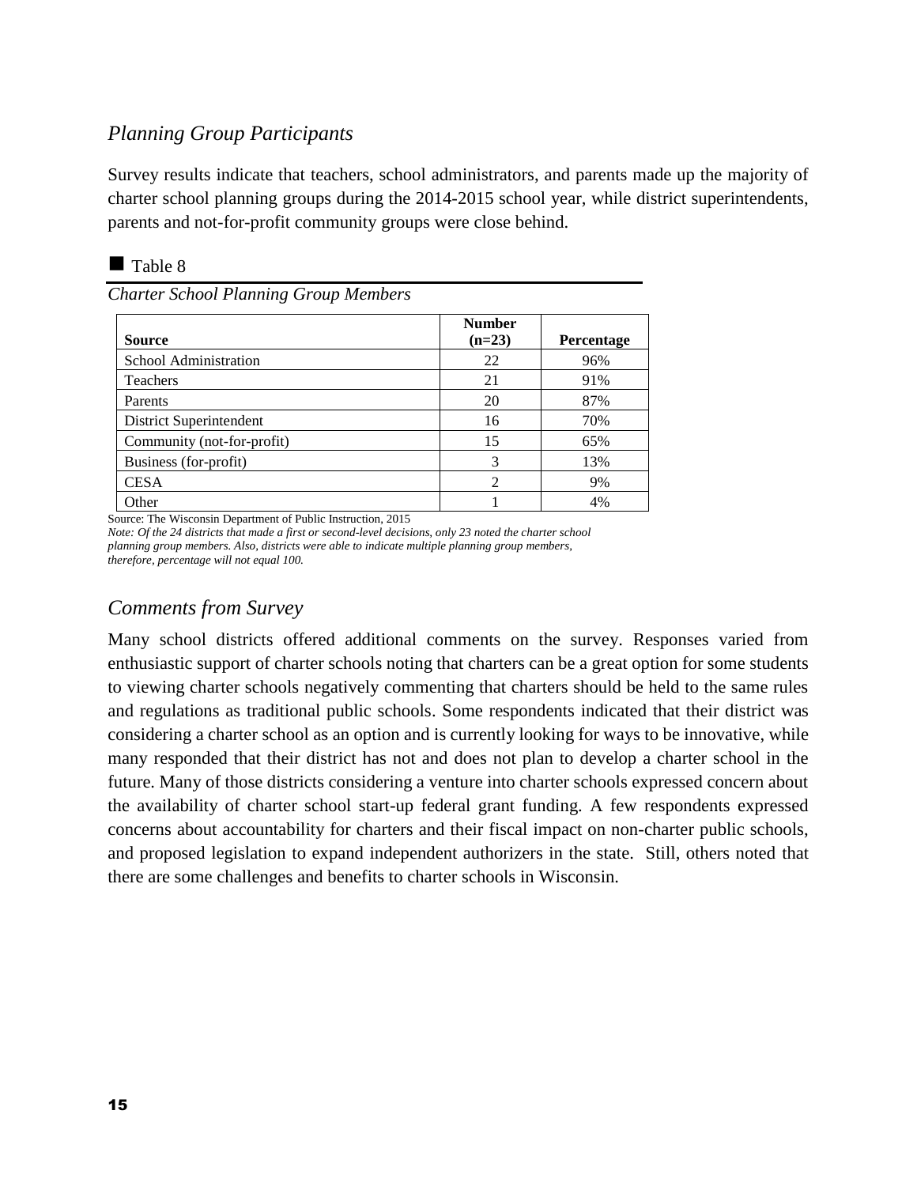### *Planning Group Participants*

Survey results indicate that teachers, school administrators, and parents made up the majority of charter school planning groups during the 2014-2015 school year, while district superintendents, parents and not-for-profit community groups were close behind.

■ Table 8

*Charter School Planning Group Members*

| Source | Number (n=23) | Percentage |
|---|---|---|
| School Administration | 22 | 96% |
| Teachers | 21 | 91% |
| Parents | 20 | 87% |
| District Superintendent | 16 | 70% |
| Community (not-for-profit) | 15 | 65% |
| Business (for-profit) | 3 | 13% |
| CESA | 2 | 9% |
| Other | 1 | 4% |

Source: The Wisconsin Department of Public Instruction, 2015

*Note: Of the 24 districts that made a first or second-level decisions, only 23 noted the charter school planning group members. Also, districts were able to indicate multiple planning group members, therefore, percentage will not equal 100.*

### *Comments from Survey*

Many school districts offered additional comments on the survey. Responses varied from enthusiastic support of charter schools noting that charters can be a great option for some students to viewing charter schools negatively commenting that charters should be held to the same rules and regulations as traditional public schools. Some respondents indicated that their district was considering a charter school as an option and is currently looking for ways to be innovative, while many responded that their district has not and does not plan to develop a charter school in the future. Many of those districts considering a venture into charter schools expressed concern about the availability of charter school start-up federal grant funding. A few respondents expressed concerns about accountability for charters and their fiscal impact on non-charter public schools, and proposed legislation to expand independent authorizers in the state. Still, others noted that there are some challenges and benefits to charter schools in Wisconsin.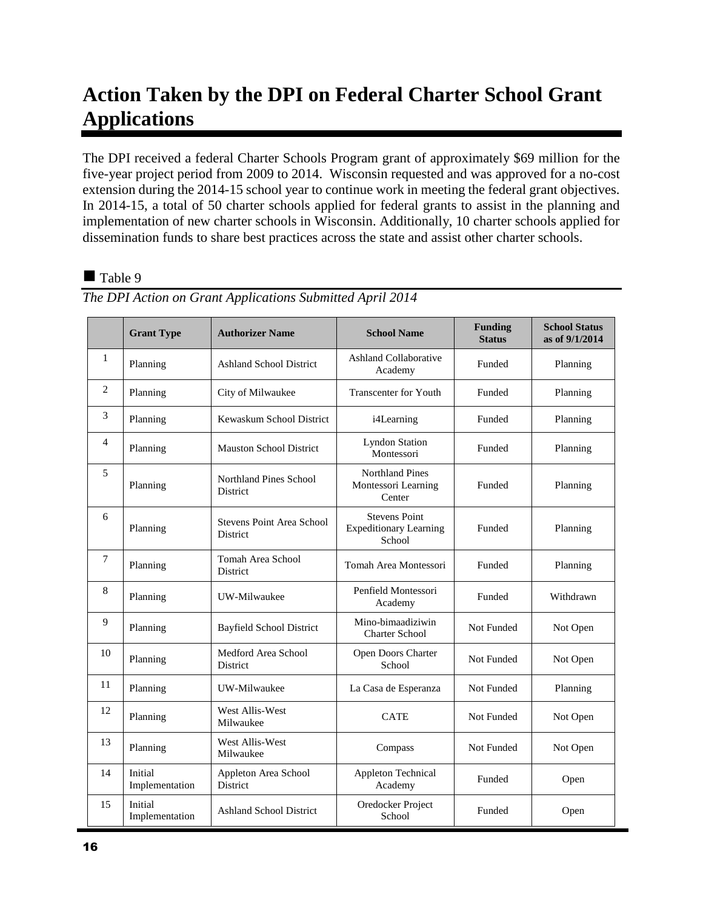# Action Taken by the DPI on Federal Charter School Grant Applications

The DPI received a federal Charter Schools Program grant of approximately $69 million for the five-year project period from 2009 to 2014. Wisconsin requested and was approved for a no-cost extension during the 2014-15 school year to continue work in meeting the federal grant objectives. In 2014-15, a total of 50 charter schools applied for federal grants to assist in the planning and implementation of new charter schools in Wisconsin. Additionally, 10 charter schools applied for dissemination funds to share best practices across the state and assist other charter schools.

■ Table 9

*The DPI Action on Grant Applications Submitted April 2014*

| | Grant Type | Authorizer Name | School Name | Funding Status | School Status as of 9/1/2014 |
|---|---|---|---|---|---|
| 1 | Planning | Ashland School District | Ashland Collaborative Academy | Funded | Planning |
| 2 | Planning | City of Milwaukee | Transcenter for Youth | Funded | Planning |
| 3 | Planning | Kewaskum School District | i4Learning | Funded | Planning |
| 4 | Planning | Mauston School District | Lyndon Station Montessori | Funded | Planning |
| 5 | Planning | Northland Pines School District | Northland Pines Montessori Learning Center | Funded | Planning |
| 6 | Planning | Stevens Point Area School District | Stevens Point Expeditionary Learning School | Funded | Planning |
| 7 | Planning | Tomah Area School District | Tomah Area Montessori | Funded | Planning |
| 8 | Planning | UW-Milwaukee | Penfield Montessori Academy | Funded | Withdrawn |
| 9 | Planning | Bayfield School District | Mino-bimaadiziwin Charter School | Not Funded | Not Open |
| 10 | Planning | Medford Area School District | Open Doors Charter School | Not Funded | Not Open |
| 11 | Planning | UW-Milwaukee | La Casa de Esperanza | Not Funded | Planning |
| 12 | Planning | West Allis-West Milwaukee | CATE | Not Funded | Not Open |
| 13 | Planning | West Allis-West Milwaukee | Compass | Not Funded | Not Open |
| 14 | Initial Implementation | Appleton Area School District | Appleton Technical Academy | Funded | Open |
| 15 | Initial Implementation | Ashland School District | Oredocker Project School | Funded | Open |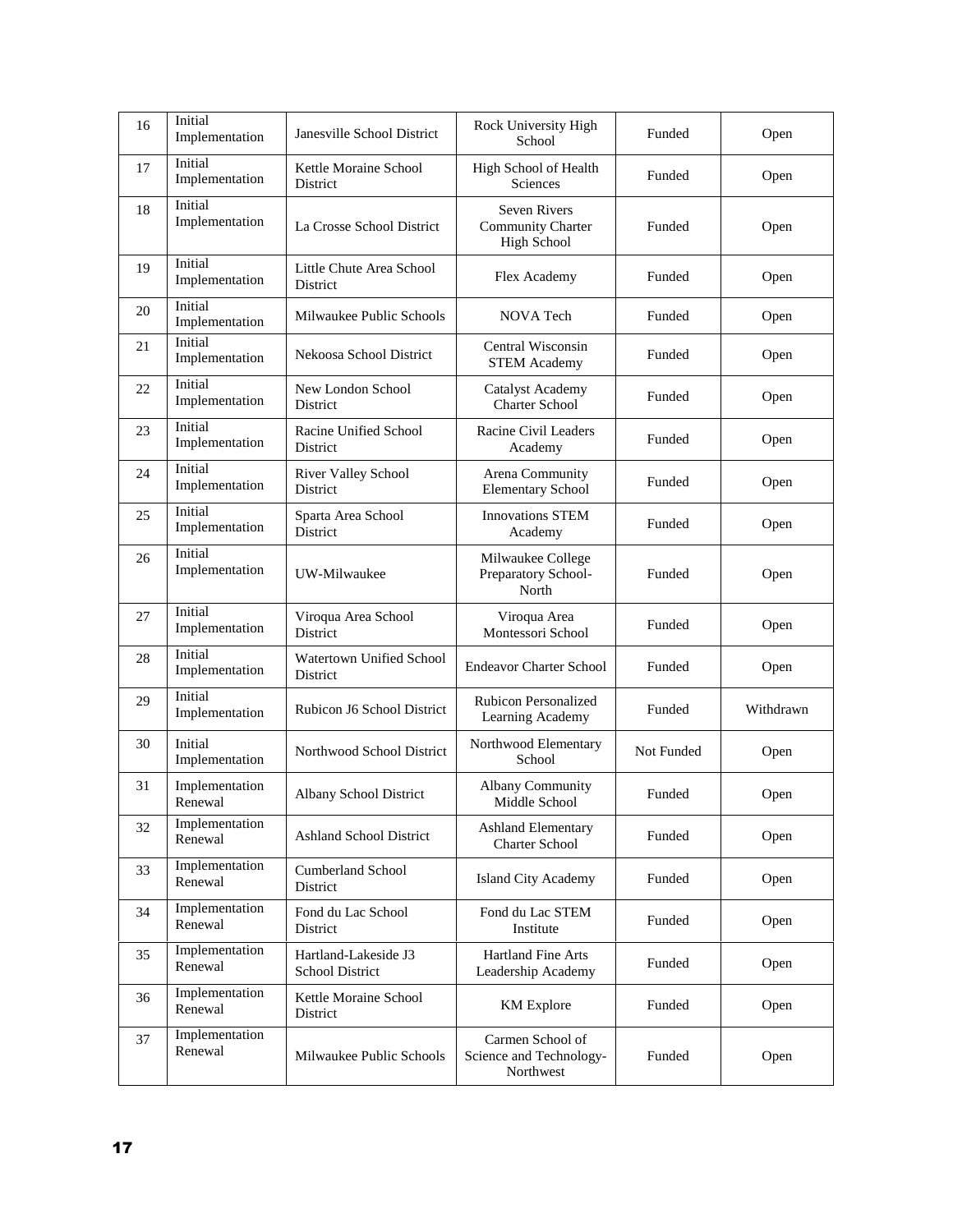| 16 | Initial Implementation | Janesville School District | Rock University High School | Funded | Open |
|---|---|---|---|---|---|
| 17 | Initial Implementation | Kettle Moraine School District | High School of Health Sciences | Funded | Open |
| 18 | Initial Implementation | La Crosse School District | Seven Rivers Community Charter High School | Funded | Open |
| 19 | Initial Implementation | Little Chute Area School District | Flex Academy | Funded | Open |
| 20 | Initial Implementation | Milwaukee Public Schools | NOVA Tech | Funded | Open |
| 21 | Initial Implementation | Nekoosa School District | Central Wisconsin STEM Academy | Funded | Open |
| 22 | Initial Implementation | New London School District | Catalyst Academy Charter School | Funded | Open |
| 23 | Initial Implementation | Racine Unified School District | Racine Civil Leaders Academy | Funded | Open |
| 24 | Initial Implementation | River Valley School District | Arena Community Elementary School | Funded | Open |
| 25 | Initial Implementation | Sparta Area School District | Innovations STEM Academy | Funded | Open |
| 26 | Initial Implementation | UW-Milwaukee | Milwaukee College Preparatory School-North | Funded | Open |
| 27 | Initial Implementation | Viroqua Area School District | Viroqua Area Montessori School | Funded | Open |
| 28 | Initial Implementation | Watertown Unified School District | Endeavor Charter School | Funded | Open |
| 29 | Initial Implementation | Rubicon J6 School District | Rubicon Personalized Learning Academy | Funded | Withdrawn |
| 30 | Initial Implementation | Northwood School District | Northwood Elementary School | Not Funded | Open |
| 31 | Implementation Renewal | Albany School District | Albany Community Middle School | Funded | Open |
| 32 | Implementation Renewal | Ashland School District | Ashland Elementary Charter School | Funded | Open |
| 33 | Implementation Renewal | Cumberland School District | Island City Academy | Funded | Open |
| 34 | Implementation Renewal | Fond du Lac School District | Fond du Lac STEM Institute | Funded | Open |
| 35 | Implementation Renewal | Hartland-Lakeside J3 School District | Hartland Fine Arts Leadership Academy | Funded | Open |
| 36 | Implementation Renewal | Kettle Moraine School District | KM Explore | Funded | Open |
| 37 | Implementation Renewal | Milwaukee Public Schools | Carmen School of Science and Technology-Northwest | Funded | Open |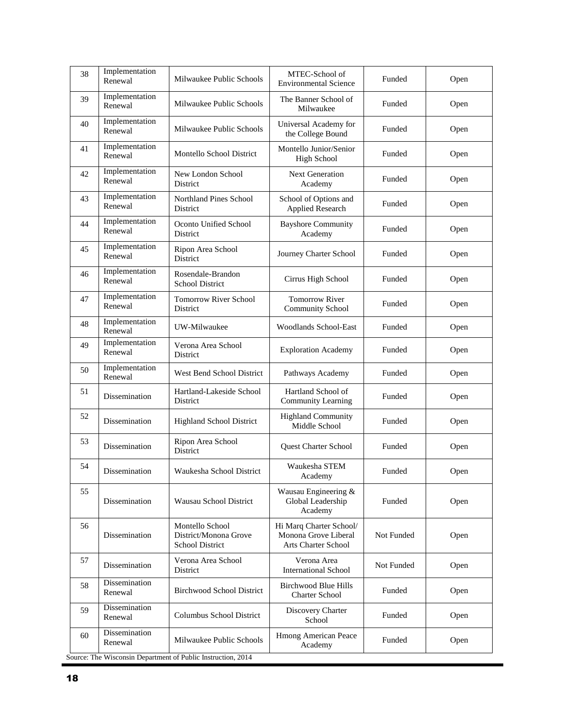| 38 | Implementation Renewal | Milwaukee Public Schools | MTEC-School of Environmental Science | Funded | Open |
|---|---|---|---|---|---|
| 39 | Implementation Renewal | Milwaukee Public Schools | The Banner School of Milwaukee | Funded | Open |
| 40 | Implementation Renewal | Milwaukee Public Schools | Universal Academy for the College Bound | Funded | Open |
| 41 | Implementation Renewal | Montello School District | Montello Junior/Senior High School | Funded | Open |
| 42 | Implementation Renewal | New London School District | Next Generation Academy | Funded | Open |
| 43 | Implementation Renewal | Northland Pines School District | School of Options and Applied Research | Funded | Open |
| 44 | Implementation Renewal | Oconto Unified School District | Bayshore Community Academy | Funded | Open |
| 45 | Implementation Renewal | Ripon Area School District | Journey Charter School | Funded | Open |
| 46 | Implementation Renewal | Rosendale-Brandon School District | Cirrus High School | Funded | Open |
| 47 | Implementation Renewal | Tomorrow River School District | Tomorrow River Community School | Funded | Open |
| 48 | Implementation Renewal | UW-Milwaukee | Woodlands School-East | Funded | Open |
| 49 | Implementation Renewal | Verona Area School District | Exploration Academy | Funded | Open |
| 50 | Implementation Renewal | West Bend School District | Pathways Academy | Funded | Open |
| 51 | Dissemination | Hartland-Lakeside School District | Hartland School of Community Learning | Funded | Open |
| 52 | Dissemination | Highland School District | Highland Community Middle School | Funded | Open |
| 53 | Dissemination | Ripon Area School District | Quest Charter School | Funded | Open |
| 54 | Dissemination | Waukesha School District | Waukesha STEM Academy | Funded | Open |
| 55 | Dissemination | Wausau School District | Wausau Engineering & Global Leadership Academy | Funded | Open |
| 56 | Dissemination | Montello School District/Monona Grove School District | Hi Marq Charter School/ Monona Grove Liberal Arts Charter School | Not Funded | Open |
| 57 | Dissemination | Verona Area School District | Verona Area International School | Not Funded | Open |
| 58 | Dissemination Renewal | Birchwood School District | Birchwood Blue Hills Charter School | Funded | Open |
| 59 | Dissemination Renewal | Columbus School District | Discovery Charter School | Funded | Open |
| 60 | Dissemination Renewal | Milwaukee Public Schools | Hmong American Peace Academy | Funded | Open |

Source: The Wisconsin Department of Public Instruction, 2014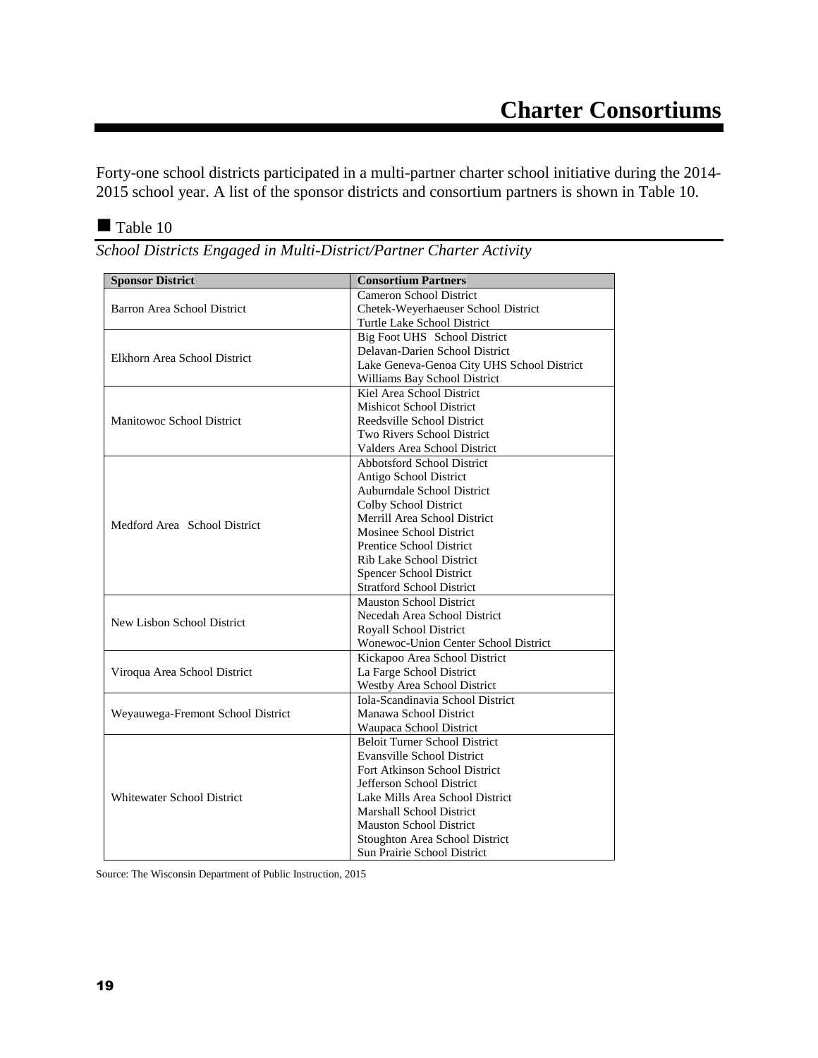# Charter Consortiums

Forty-one school districts participated in a multi-partner charter school initiative during the 2014-2015 school year. A list of the sponsor districts and consortium partners is shown in Table 10.

■ Table 10

*School Districts Engaged in Multi-District/Partner Charter Activity*

| Sponsor District | Consortium Partners |
|---|---|
| Barron Area School District | Cameron School District<br>Chetek-Weyerhaeuser School District<br>Turtle Lake School District |
| Elkhorn Area School District | Big Foot UHS School District<br>Delavan-Darien School District<br>Lake Geneva-Genoa City UHS School District<br>Williams Bay School District |
| Manitowoc School District | Kiel Area School District<br>Mishicot School District<br>Reedsville School District<br>Two Rivers School District<br>Valders Area School District |
| Medford Area School District | Abbotsford School District<br>Antigo School District<br>Auburndale School District<br>Colby School District<br>Merrill Area School District<br>Mosinee School District<br>Prentice School District<br>Rib Lake School District<br>Spencer School District<br>Stratford School District |
| New Lisbon School District | Mauston School District<br>Necedah Area School District<br>Royall School District<br>Wonewoc-Union Center School District |
| Viroqua Area School District | Kickapoo Area School District<br>La Farge School District<br>Westby Area School District |
| Weyauwega-Fremont School District | Iola-Scandinavia School District<br>Manawa School District<br>Waupaca School District |
| Whitewater School District | Beloit Turner School District<br>Evansville School District<br>Fort Atkinson School District<br>Jefferson School District<br>Lake Mills Area School District<br>Marshall School District<br>Mauston School District<br>Stoughton Area School District<br>Sun Prairie School District |

Source: The Wisconsin Department of Public Instruction, 2015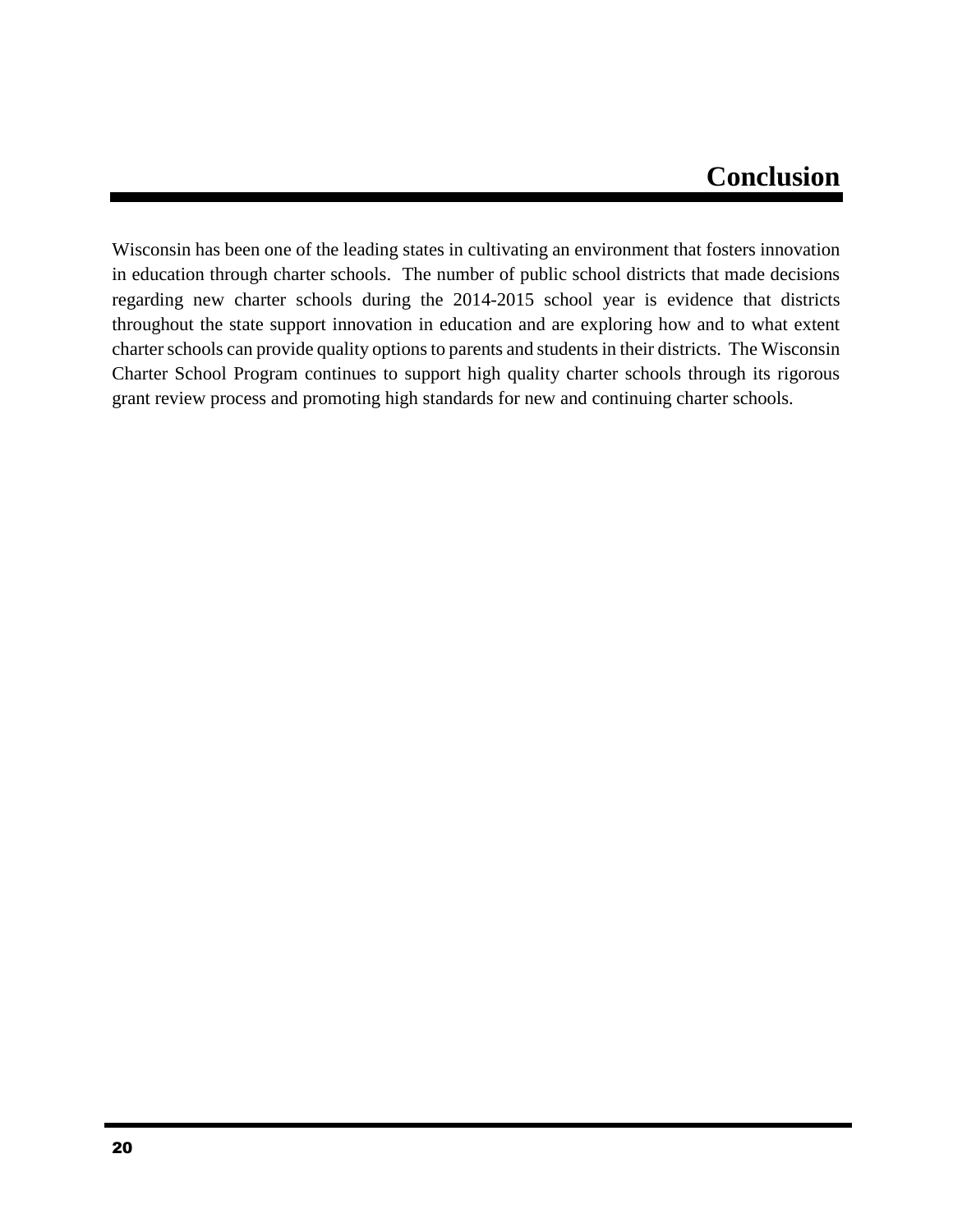# Conclusion

Wisconsin has been one of the leading states in cultivating an environment that fosters innovation in education through charter schools. The number of public school districts that made decisions regarding new charter schools during the 2014-2015 school year is evidence that districts throughout the state support innovation in education and are exploring how and to what extent charter schools can provide quality options to parents and students in their districts. The Wisconsin Charter School Program continues to support high quality charter schools through its rigorous grant review process and promoting high standards for new and continuing charter schools.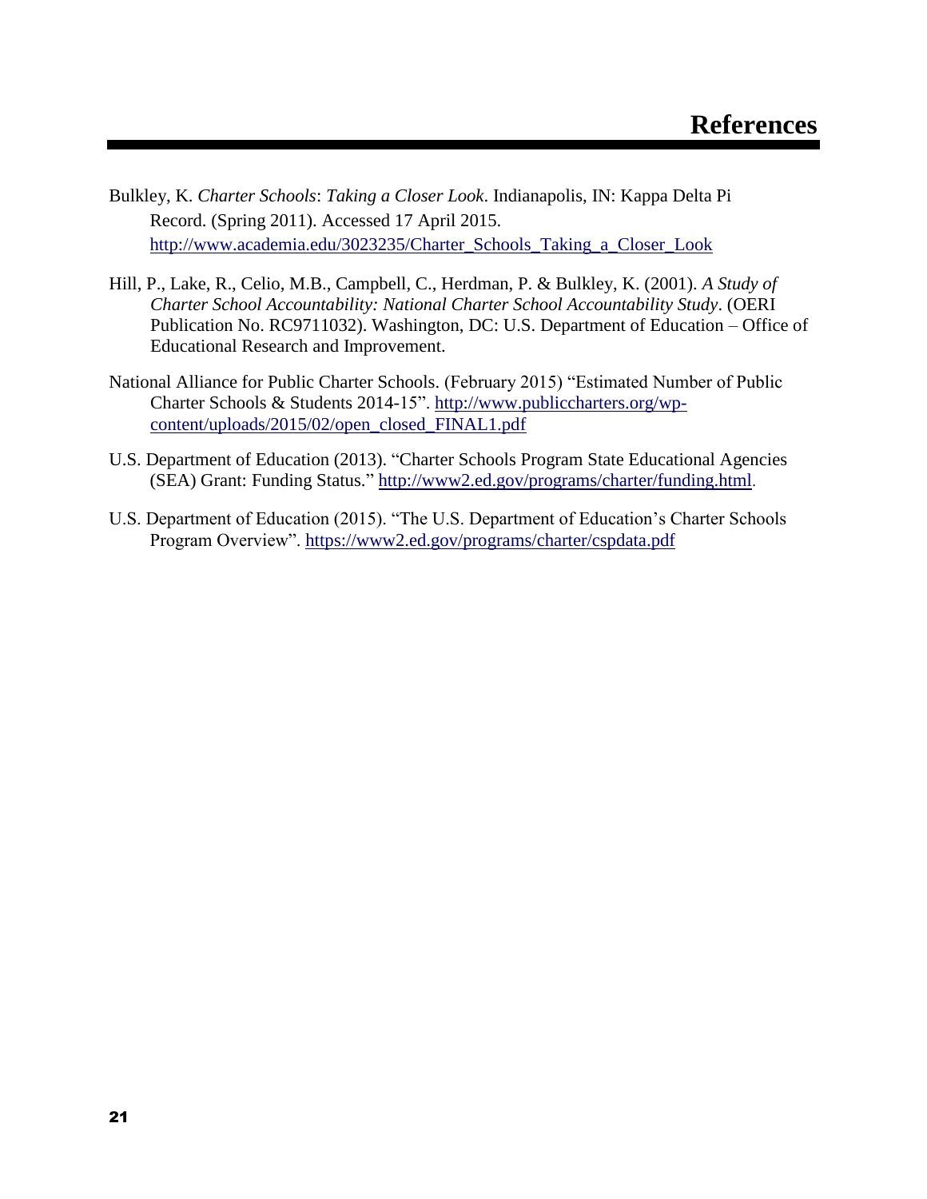# References

Bulkley, K. *Charter Schools*: *Taking a Closer Look*. Indianapolis, IN: Kappa Delta Pi Record. (Spring 2011). Accessed 17 April 2015. http://www.academia.edu/3023235/Charter_Schools_Taking_a_Closer_Look

Hill, P., Lake, R., Celio, M.B., Campbell, C., Herdman, P. & Bulkley, K. (2001). *A Study of Charter School Accountability: National Charter School Accountability Study*. (OERI Publication No. RC9711032). Washington, DC: U.S. Department of Education – Office of Educational Research and Improvement.

National Alliance for Public Charter Schools. (February 2015) "Estimated Number of Public Charter Schools & Students 2014-15". http://www.publiccharters.org/wp-content/uploads/2015/02/open_closed_FINAL1.pdf

U.S. Department of Education (2013). "Charter Schools Program State Educational Agencies (SEA) Grant: Funding Status." http://www2.ed.gov/programs/charter/funding.html.

U.S. Department of Education (2015). "The U.S. Department of Education's Charter Schools Program Overview". https://www2.ed.gov/programs/charter/cspdata.pdf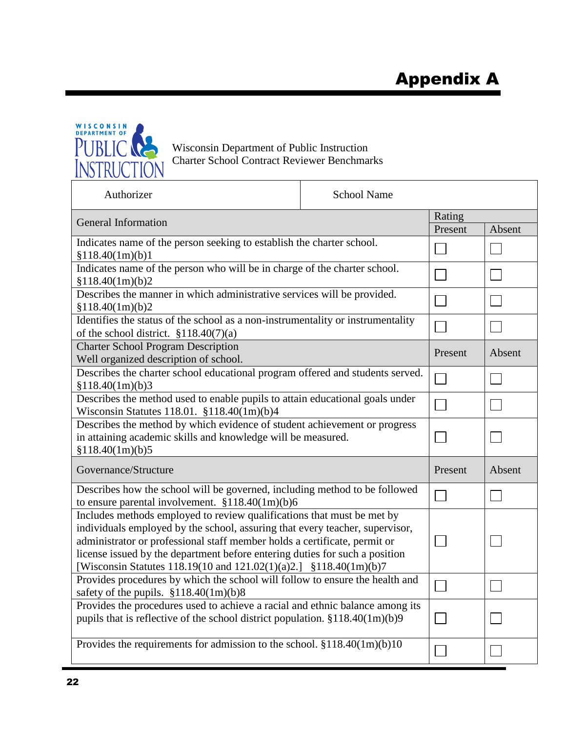# Appendix A

Wisconsin Department of Public Instruction
Charter School Contract Reviewer Benchmarks

| Authorizer | School Name | | |
|---|---|---|---|
| General Information | | Rating | |
| | | Present | Absent |
| Indicates name of the person seeking to establish the charter school. §118.40(1m)(b)1 | | ☐ | ☐ |
| Indicates name of the person who will be in charge of the charter school. §118.40(1m)(b)2 | | ☐ | ☐ |
| Describes the manner in which administrative services will be provided. §118.40(1m)(b)2 | | ☐ | ☐ |
| Identifies the status of the school as a non-instrumentality or instrumentality of the school district. §118.40(7)(a) | | ☐ | ☐ |
| Charter School Program Description<br>Well organized description of school. | | Present | Absent |
| Describes the charter school educational program offered and students served. §118.40(1m)(b)3 | | ☐ | ☐ |
| Describes the method used to enable pupils to attain educational goals under Wisconsin Statutes 118.01. §118.40(1m)(b)4 | | ☐ | ☐ |
| Describes the method by which evidence of student achievement or progress in attaining academic skills and knowledge will be measured. §118.40(1m)(b)5 | | ☐ | ☐ |
| Governance/Structure | | Present | Absent |
| Describes how the school will be governed, including method to be followed to ensure parental involvement. §118.40(1m)(b)6 | | ☐ | ☐ |
| Includes methods employed to review qualifications that must be met by individuals employed by the school, assuring that every teacher, supervisor, administrator or professional staff member holds a certificate, permit or license issued by the department before entering duties for such a position [Wisconsin Statutes 118.19(10 and 121.02(1)(a)2.] §118.40(1m)(b)7 | | ☐ | ☐ |
| Provides procedures by which the school will follow to ensure the health and safety of the pupils. §118.40(1m)(b)8 | | ☐ | ☐ |
| Provides the procedures used to achieve a racial and ethnic balance among its pupils that is reflective of the school district population. §118.40(1m)(b)9 | | ☐ | ☐ |
| Provides the requirements for admission to the school. §118.40(1m)(b)10 | | ☐ | ☐ |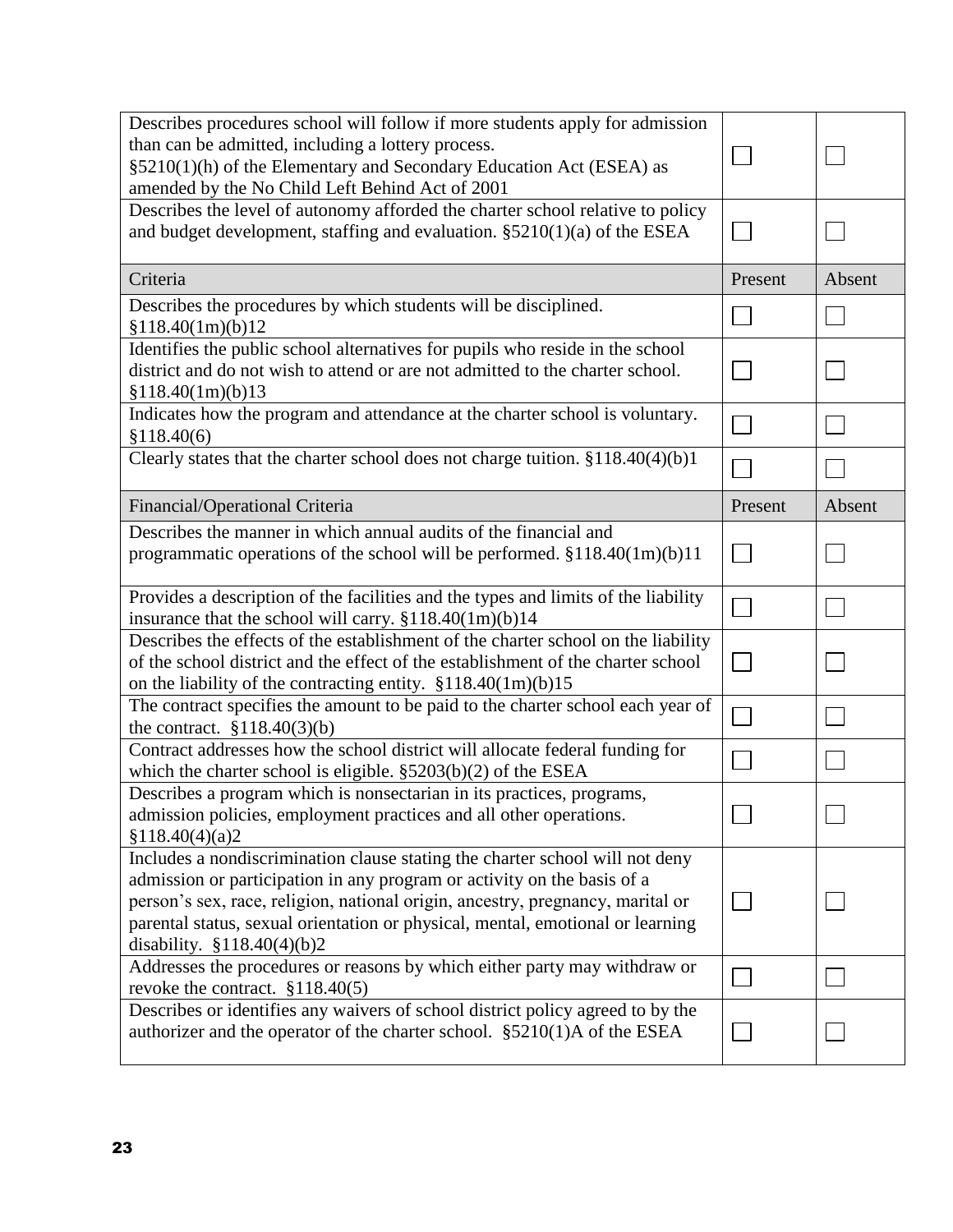| | | |
|---|---|---|
| Describes procedures school will follow if more students apply for admission than can be admitted, including a lottery process. §5210(1)(h) of the Elementary and Secondary Education Act (ESEA) as amended by the No Child Left Behind Act of 2001 | ☐ | ☐ |
| Describes the level of autonomy afforded the charter school relative to policy and budget development, staffing and evaluation. §5210(1)(a) of the ESEA | ☐ | ☐ |
| **Criteria** | **Present** | **Absent** |
| Describes the procedures by which students will be disciplined. §118.40(1m)(b)12 | ☐ | ☐ |
| Identifies the public school alternatives for pupils who reside in the school district and do not wish to attend or are not admitted to the charter school. §118.40(1m)(b)13 | ☐ | ☐ |
| Indicates how the program and attendance at the charter school is voluntary. §118.40(6) | ☐ | ☐ |
| Clearly states that the charter school does not charge tuition. §118.40(4)(b)1 | ☐ | ☐ |
| **Financial/Operational Criteria** | **Present** | **Absent** |
| Describes the manner in which annual audits of the financial and programmatic operations of the school will be performed. §118.40(1m)(b)11 | ☐ | ☐ |
| Provides a description of the facilities and the types and limits of the liability insurance that the school will carry. §118.40(1m)(b)14 | ☐ | ☐ |
| Describes the effects of the establishment of the charter school on the liability of the school district and the effect of the establishment of the charter school on the liability of the contracting entity. §118.40(1m)(b)15 | ☐ | ☐ |
| The contract specifies the amount to be paid to the charter school each year of the contract. §118.40(3)(b) | ☐ | ☐ |
| Contract addresses how the school district will allocate federal funding for which the charter school is eligible. §5203(b)(2) of the ESEA | ☐ | ☐ |
| Describes a program which is nonsectarian in its practices, programs, admission policies, employment practices and all other operations. §118.40(4)(a)2 | ☐ | ☐ |
| Includes a nondiscrimination clause stating the charter school will not deny admission or participation in any program or activity on the basis of a person's sex, race, religion, national origin, ancestry, pregnancy, marital or parental status, sexual orientation or physical, mental, emotional or learning disability. §118.40(4)(b)2 | ☐ | ☐ |
| Addresses the procedures or reasons by which either party may withdraw or revoke the contract. §118.40(5) | ☐ | ☐ |
| Describes or identifies any waivers of school district policy agreed to by the authorizer and the operator of the charter school. §5210(1)A of the ESEA | ☐ | ☐ |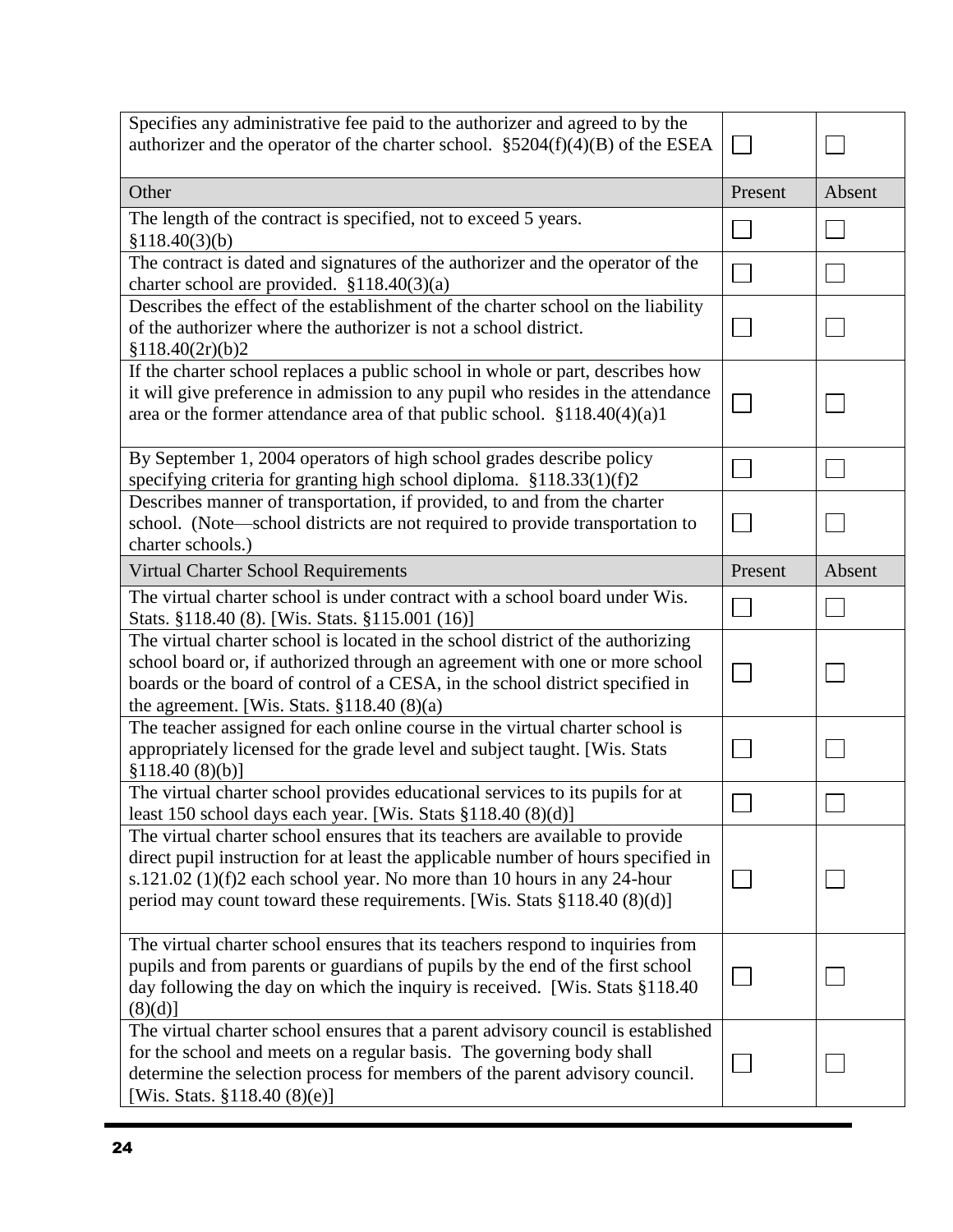| | | |
|---|---|---|
| Specifies any administrative fee paid to the authorizer and agreed to by the authorizer and the operator of the charter school. §5204(f)(4)(B) of the ESEA | ☐ | ☐ |
| **Other** | **Present** | **Absent** |
| The length of the contract is specified, not to exceed 5 years. §118.40(3)(b) | ☐ | ☐ |
| The contract is dated and signatures of the authorizer and the operator of the charter school are provided. §118.40(3)(a) | ☐ | ☐ |
| Describes the effect of the establishment of the charter school on the liability of the authorizer where the authorizer is not a school district. §118.40(2r)(b)2 | ☐ | ☐ |
| If the charter school replaces a public school in whole or part, describes how it will give preference in admission to any pupil who resides in the attendance area or the former attendance area of that public school. §118.40(4)(a)1 | ☐ | ☐ |
| By September 1, 2004 operators of high school grades describe policy specifying criteria for granting high school diploma. §118.33(1)(f)2 | ☐ | ☐ |
| Describes manner of transportation, if provided, to and from the charter school. (Note—school districts are not required to provide transportation to charter schools.) | ☐ | ☐ |
| **Virtual Charter School Requirements** | **Present** | **Absent** |
| The virtual charter school is under contract with a school board under Wis. Stats. §118.40 (8). [Wis. Stats. §115.001 (16)] | ☐ | ☐ |
| The virtual charter school is located in the school district of the authorizing school board or, if authorized through an agreement with one or more school boards or the board of control of a CESA, in the school district specified in the agreement. [Wis. Stats. §118.40 (8)(a) | ☐ | ☐ |
| The teacher assigned for each online course in the virtual charter school is appropriately licensed for the grade level and subject taught. [Wis. Stats §118.40 (8)(b)] | ☐ | ☐ |
| The virtual charter school provides educational services to its pupils for at least 150 school days each year. [Wis. Stats §118.40 (8)(d)] | ☐ | ☐ |
| The virtual charter school ensures that its teachers are available to provide direct pupil instruction for at least the applicable number of hours specified in s.121.02 (1)(f)2 each school year. No more than 10 hours in any 24-hour period may count toward these requirements. [Wis. Stats §118.40 (8)(d)] | ☐ | ☐ |
| The virtual charter school ensures that its teachers respond to inquiries from pupils and from parents or guardians of pupils by the end of the first school day following the day on which the inquiry is received. [Wis. Stats §118.40 (8)(d)] | ☐ | ☐ |
| The virtual charter school ensures that a parent advisory council is established for the school and meets on a regular basis. The governing body shall determine the selection process for members of the parent advisory council. [Wis. Stats. §118.40 (8)(e)] | ☐ | ☐ |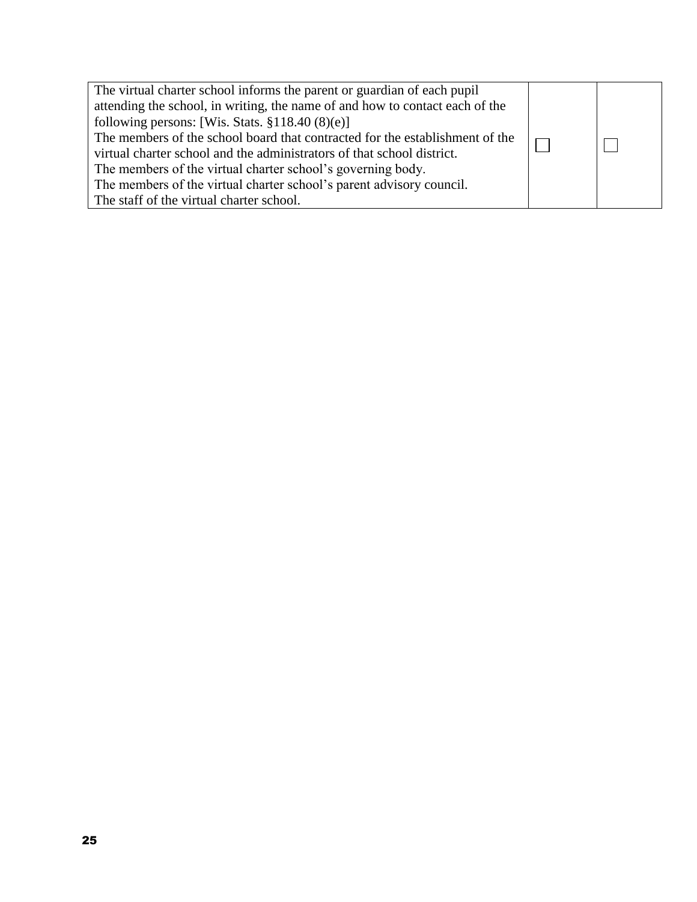| | | |
|---|---|---|
| The virtual charter school informs the parent or guardian of each pupil attending the school, in writing, the name of and how to contact each of the following persons: [Wis. Stats. §118.40 (8)(e)]<br>The members of the school board that contracted for the establishment of the virtual charter school and the administrators of that school district.<br>The members of the virtual charter school's governing body.<br>The members of the virtual charter school's parent advisory council.<br>The staff of the virtual charter school. | ☐ | ☐ |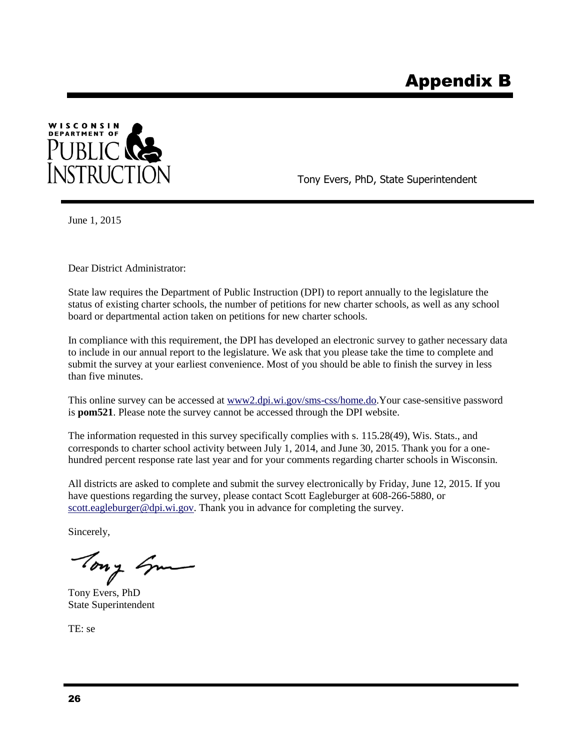# Appendix B

WISCONSIN DEPARTMENT OF PUBLIC INSTRUCTION

Tony Evers, PhD, State Superintendent

June 1, 2015

Dear District Administrator:

State law requires the Department of Public Instruction (DPI) to report annually to the legislature the status of existing charter schools, the number of petitions for new charter schools, as well as any school board or departmental action taken on petitions for new charter schools.

In compliance with this requirement, the DPI has developed an electronic survey to gather necessary data to include in our annual report to the legislature. We ask that you please take the time to complete and submit the survey at your earliest convenience. Most of you should be able to finish the survey in less than five minutes.

This online survey can be accessed at www2.dpi.wi.gov/sms-css/home.do.Your case-sensitive password is **pom521**. Please note the survey cannot be accessed through the DPI website.

The information requested in this survey specifically complies with s. 115.28(49), Wis. Stats., and corresponds to charter school activity between July 1, 2014, and June 30, 2015. Thank you for a one-hundred percent response rate last year and for your comments regarding charter schools in Wisconsin.

All districts are asked to complete and submit the survey electronically by Friday, June 12, 2015. If you have questions regarding the survey, please contact Scott Eagleburger at 608-266-5880, or scott.eagleburger@dpi.wi.gov. Thank you in advance for completing the survey.

Sincerely,

Tony Evers, PhD
State Superintendent

TE: se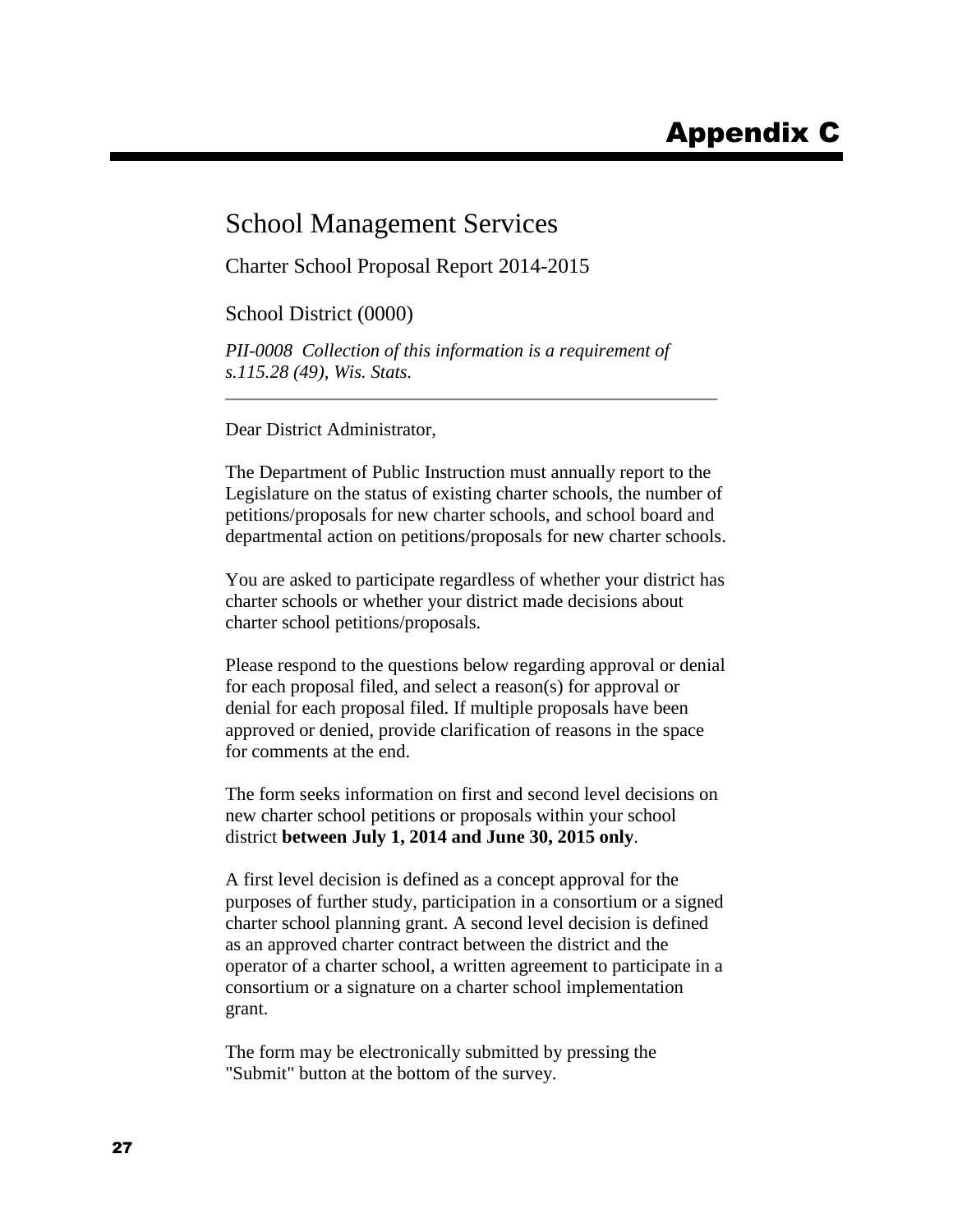# Appendix C

## School Management Services

### Charter School Proposal Report 2014-2015

### School District (0000)

*PII-0008 Collection of this information is a requirement of s.115.28 (49), Wis. Stats.*

---

Dear District Administrator,

The Department of Public Instruction must annually report to the Legislature on the status of existing charter schools, the number of petitions/proposals for new charter schools, and school board and departmental action on petitions/proposals for new charter schools.

You are asked to participate regardless of whether your district has charter schools or whether your district made decisions about charter school petitions/proposals.

Please respond to the questions below regarding approval or denial for each proposal filed, and select a reason(s) for approval or denial for each proposal filed. If multiple proposals have been approved or denied, provide clarification of reasons in the space for comments at the end.

The form seeks information on first and second level decisions on new charter school petitions or proposals within your school district **between July 1, 2014 and June 30, 2015 only**.

A first level decision is defined as a concept approval for the purposes of further study, participation in a consortium or a signed charter school planning grant. A second level decision is defined as an approved charter contract between the district and the operator of a charter school, a written agreement to participate in a consortium or a signature on a charter school implementation grant.

The form may be electronically submitted by pressing the "Submit" button at the bottom of the survey.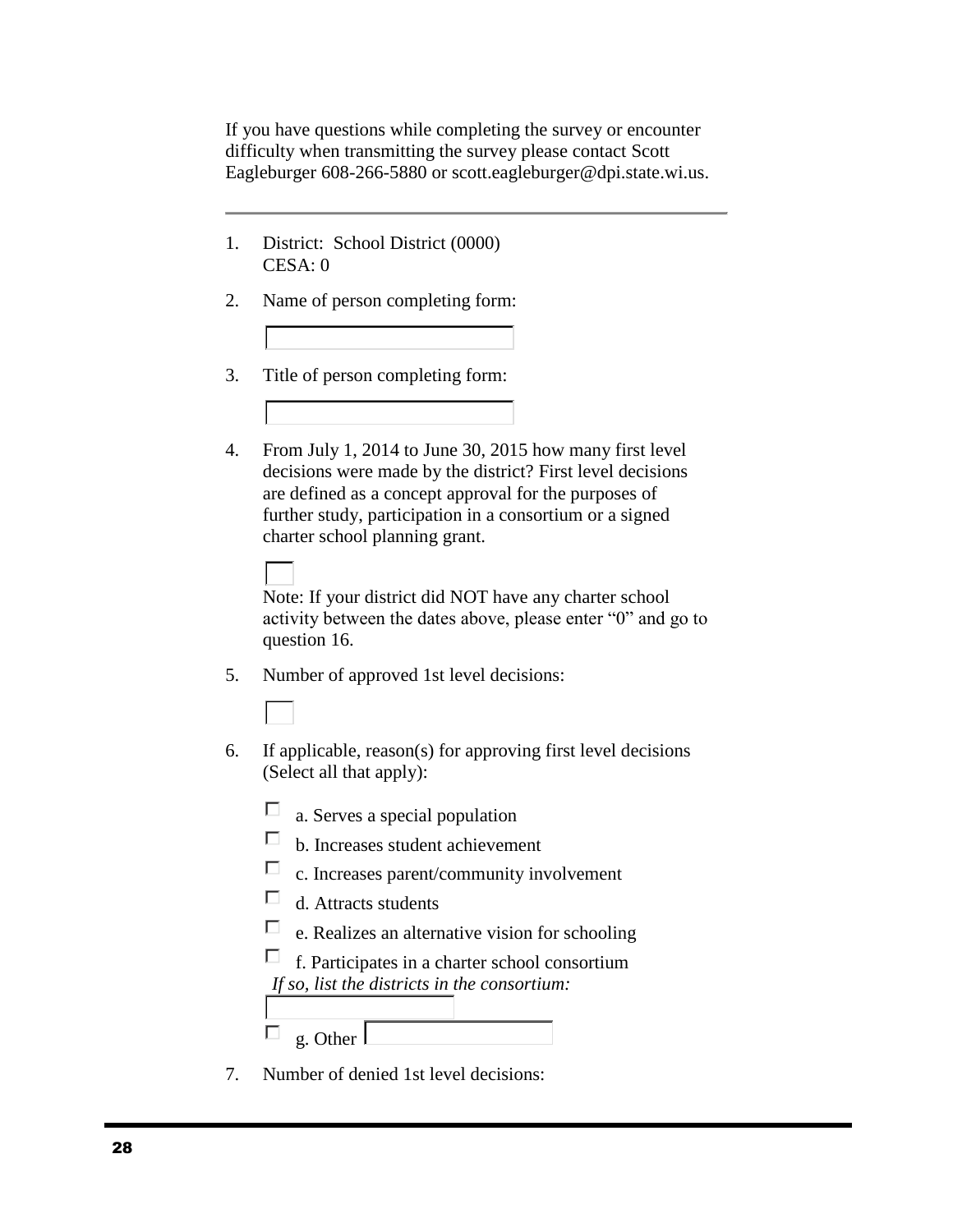If you have questions while completing the survey or encounter difficulty when transmitting the survey please contact Scott Eagleburger 608-266-5880 or scott.eagleburger@dpi.state.wi.us.

---

1. District: School District (0000)
   CESA: 0

2. Name of person completing form:

3. Title of person completing form:

4. From July 1, 2014 to June 30, 2015 how many first level decisions were made by the district? First level decisions are defined as a concept approval for the purposes of further study, participation in a consortium or a signed charter school planning grant.

   Note: If your district did NOT have any charter school activity between the dates above, please enter "0" and go to question 16.

5. Number of approved 1st level decisions:

6. If applicable, reason(s) for approving first level decisions (Select all that apply):

   - ☐ a. Serves a special population
   - ☐ b. Increases student achievement
   - ☐ c. Increases parent/community involvement
   - ☐ d. Attracts students
   - ☐ e. Realizes an alternative vision for schooling
   - ☐ f. Participates in a charter school consortium
     *If so, list the districts in the consortium:*
   - ☐ g. Other

7. Number of denied 1st level decisions: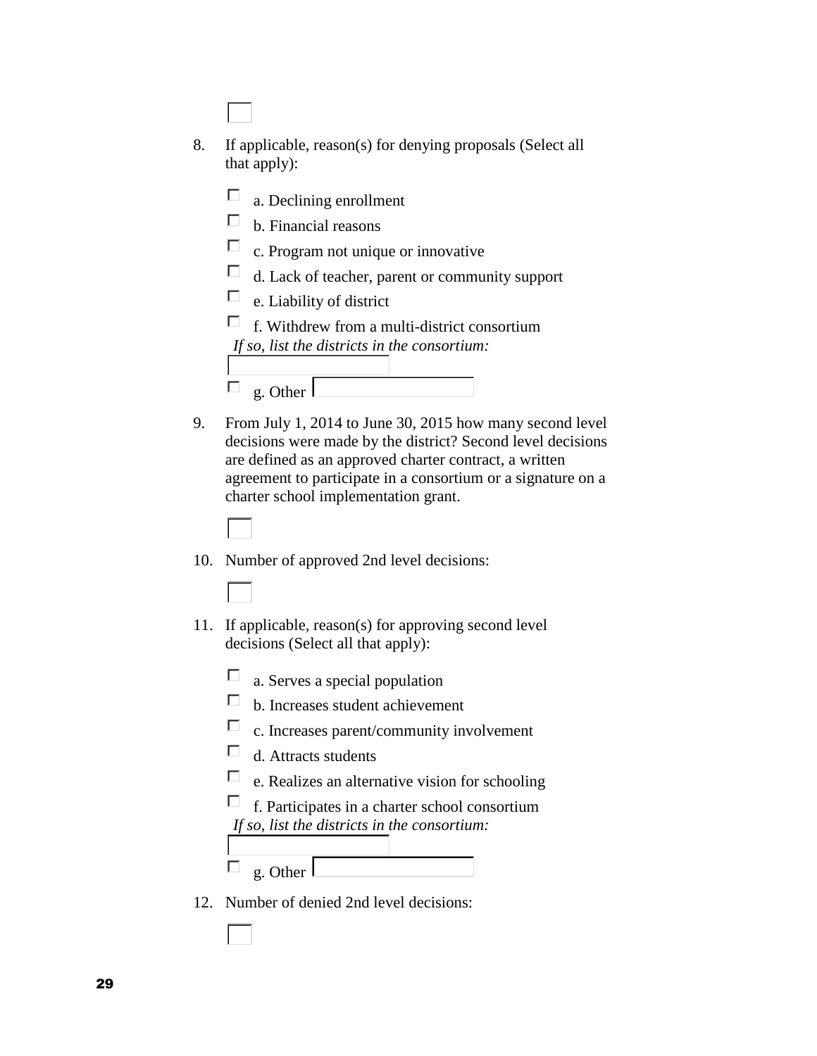8. If applicable, reason(s) for denying proposals (Select all that apply):

   - ☐ a. Declining enrollment
   - ☐ b. Financial reasons
   - ☐ c. Program not unique or innovative
   - ☐ d. Lack of teacher, parent or community support
   - ☐ e. Liability of district
   - ☐ f. Withdrew from a multi-district consortium

     *If so, list the districts in the consortium:*

   - ☐ g. Other

9. From July 1, 2014 to June 30, 2015 how many second level decisions were made by the district? Second level decisions are defined as an approved charter contract, a written agreement to participate in a consortium or a signature on a charter school implementation grant.

10. Number of approved 2nd level decisions:

11. If applicable, reason(s) for approving second level decisions (Select all that apply):

    - ☐ a. Serves a special population
    - ☐ b. Increases student achievement
    - ☐ c. Increases parent/community involvement
    - ☐ d. Attracts students
    - ☐ e. Realizes an alternative vision for schooling
    - ☐ f. Participates in a charter school consortium

      *If so, list the districts in the consortium:*

    - ☐ g. Other

12. Number of denied 2nd level decisions: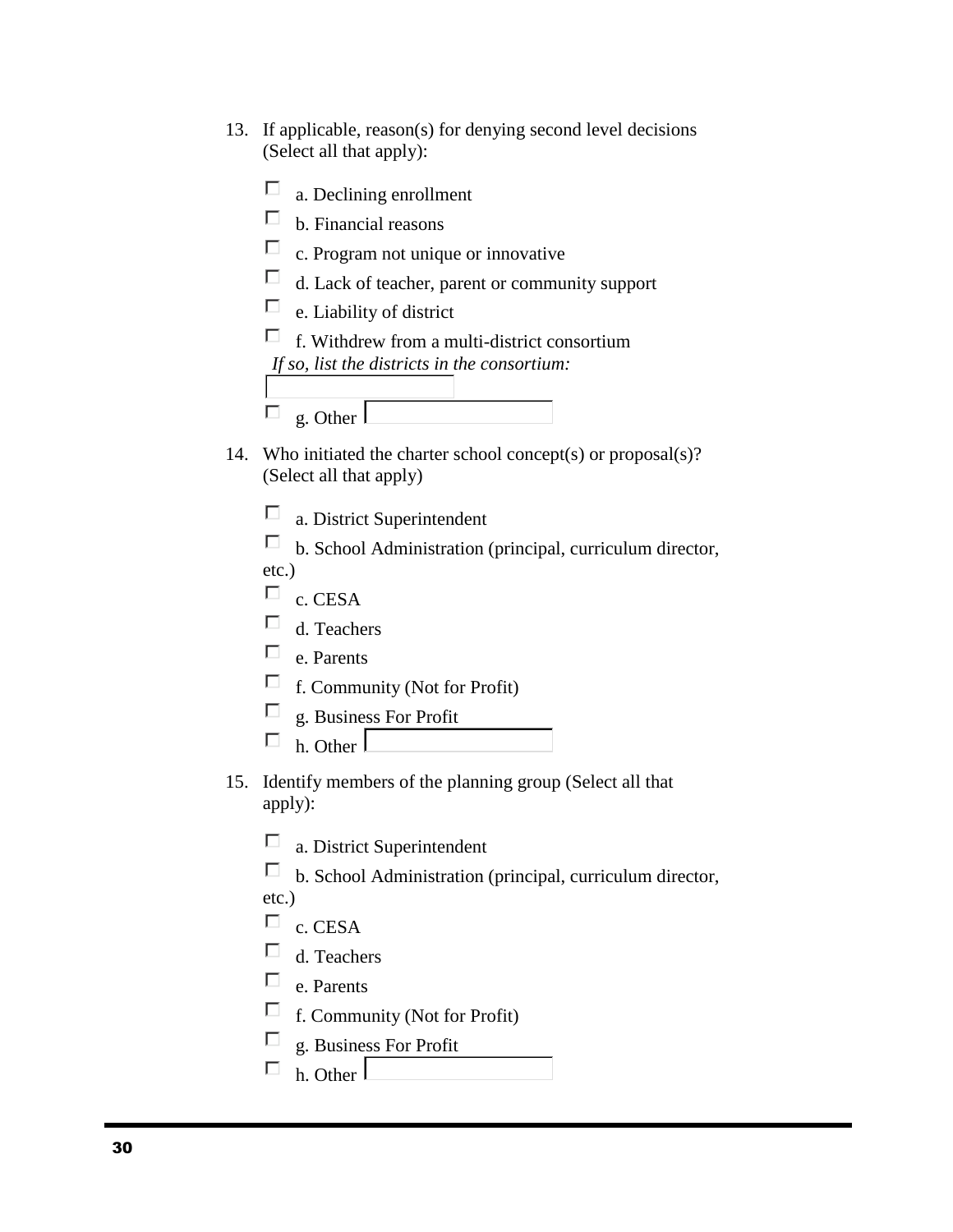13. If applicable, reason(s) for denying second level decisions (Select all that apply):

    - ☐ a. Declining enrollment
    - ☐ b. Financial reasons
    - ☐ c. Program not unique or innovative
    - ☐ d. Lack of teacher, parent or community support
    - ☐ e. Liability of district
    - ☐ f. Withdrew from a multi-district consortium

      *If so, list the districts in the consortium:* ______

    - ☐ g. Other ______

14. Who initiated the charter school concept(s) or proposal(s)? (Select all that apply)

    - ☐ a. District Superintendent
    - ☐ b. School Administration (principal, curriculum director, etc.)
    - ☐ c. CESA
    - ☐ d. Teachers
    - ☐ e. Parents
    - ☐ f. Community (Not for Profit)
    - ☐ g. Business For Profit
    - ☐ h. Other ______

15. Identify members of the planning group (Select all that apply):

    - ☐ a. District Superintendent
    - ☐ b. School Administration (principal, curriculum director, etc.)
    - ☐ c. CESA
    - ☐ d. Teachers
    - ☐ e. Parents
    - ☐ f. Community (Not for Profit)
    - ☐ g. Business For Profit
    - ☐ h. Other ______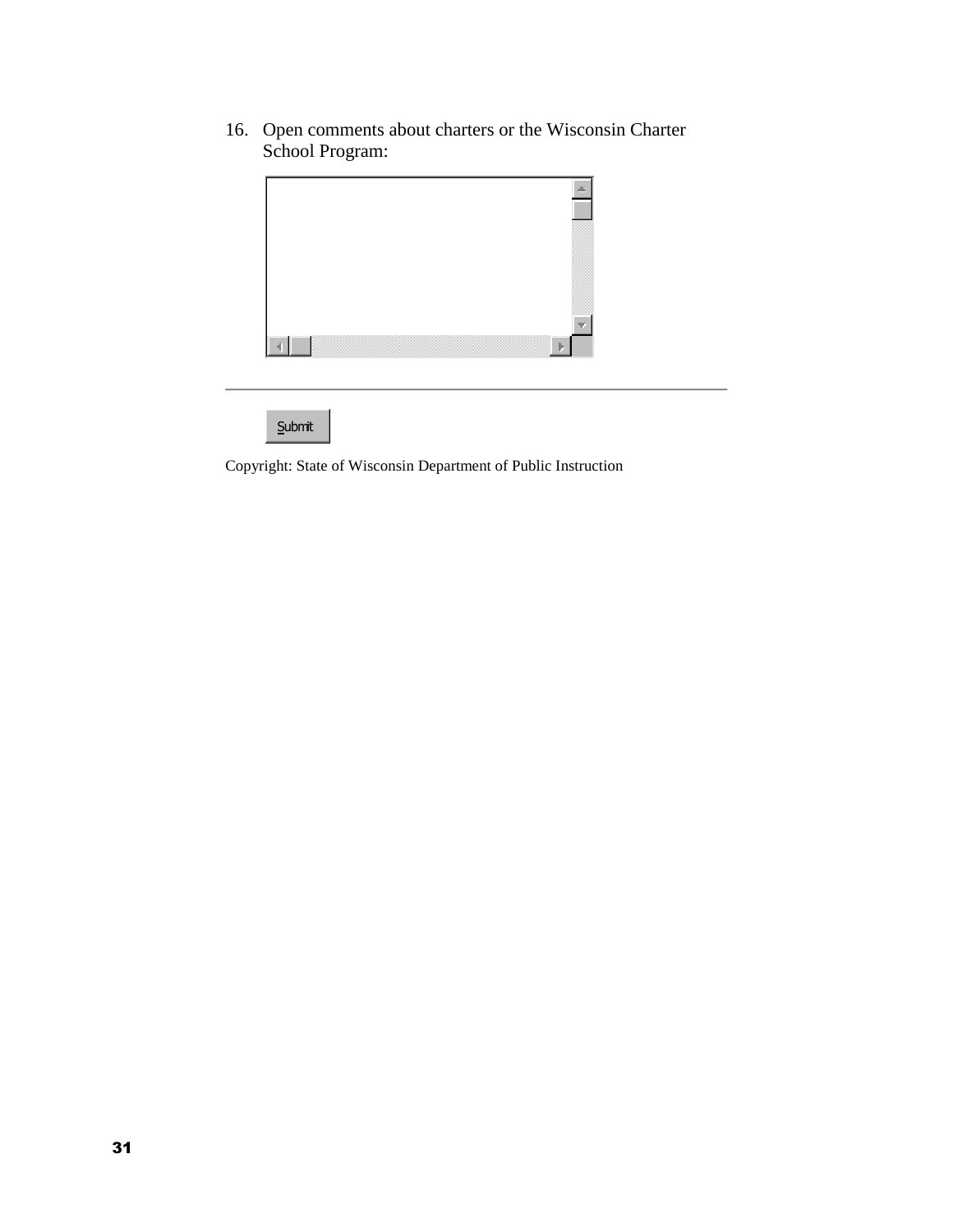16. Open comments about charters or the Wisconsin Charter School Program:

---

Submit

Copyright: State of Wisconsin Department of Public Instruction